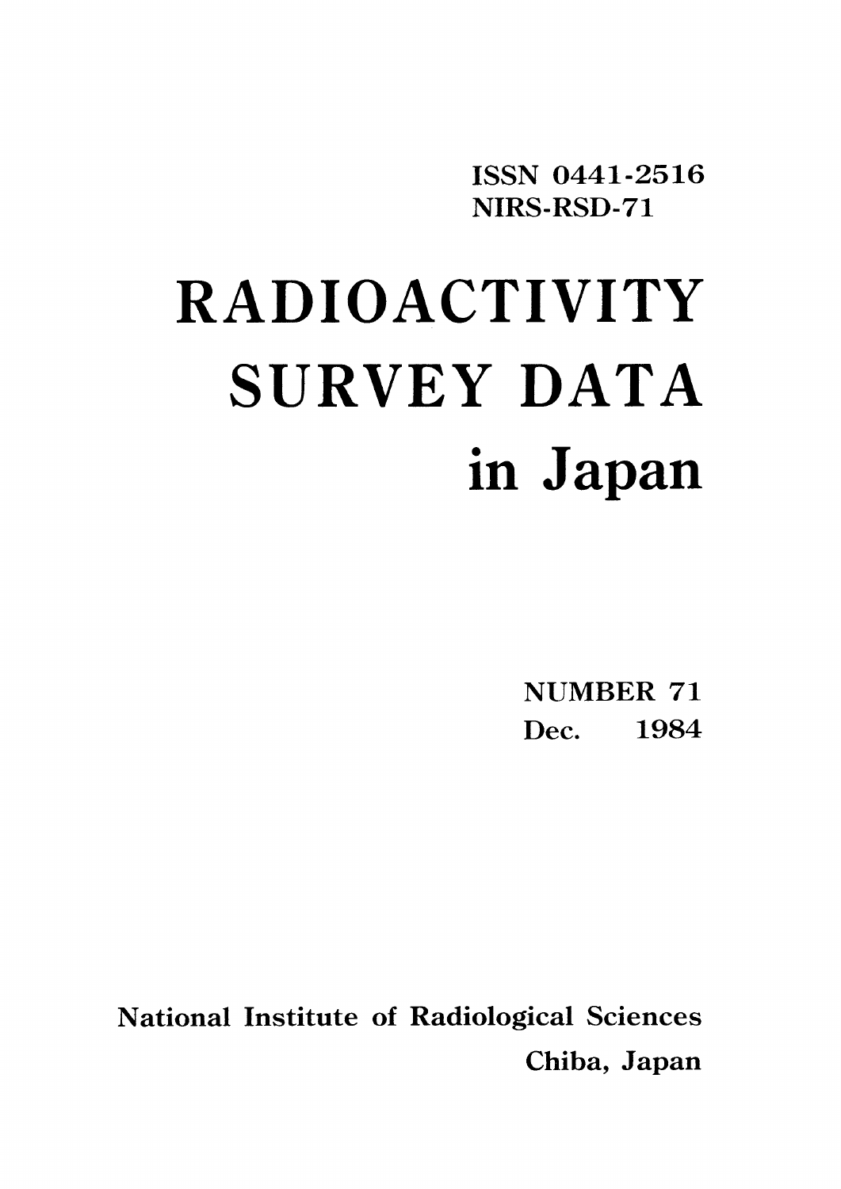ISSN 0441-2516
NIRS-RSD-71

# RADIOACTIVITY SURVEY DATA in Japan

NUMBER 71
Dec. 1984

National Institute of Radiological Sciences
Chiba, Japan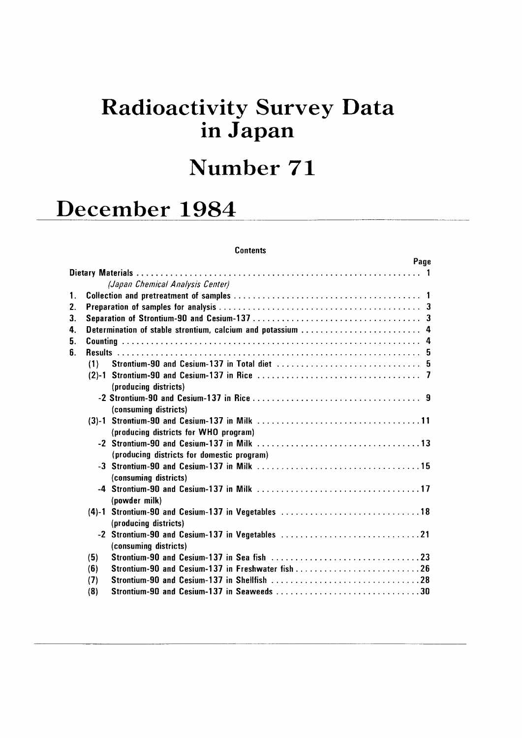# Radioactivity Survey Data in Japan

# Number 71

# December 1984

## Contents

| | Page |
|---|---|
| Dietary Materials | 1 |
| *(Japan Chemical Analysis Center)* | |
| 1. Collection and pretreatment of samples | 1 |
| 2. Preparation of samples for analysis | 3 |
| 3. Separation of Strontium-90 and Cesium-137 | 3 |
| 4. Determination of stable strontium, calcium and potassium | 4 |
| 5. Counting | 4 |
| 6. Results | 5 |
| (1) Strontium-90 and Cesium-137 in Total diet | 5 |
| (2)-1 Strontium-90 and Cesium-137 in Rice (producing districts) | 7 |
| -2 Strontium-90 and Cesium-137 in Rice (consuming districts) | 9 |
| (3)-1 Strontium-90 and Cesium-137 in Milk (producing districts for WHO program) | 11 |
| -2 Strontium-90 and Cesium-137 in Milk (producing districts for domestic program) | 13 |
| -3 Strontium-90 and Cesium-137 in Milk (consuming districts) | 15 |
| -4 Strontium-90 and Cesium-137 in Milk (powder milk) | 17 |
| (4)-1 Strontium-90 and Cesium-137 in Vegetables (producing districts) | 18 |
| -2 Strontium-90 and Cesium-137 in Vegetables (consuming districts) | 21 |
| (5) Strontium-90 and Cesium-137 in Sea fish | 23 |
| (6) Strontium-90 and Cesium-137 in Freshwater fish | 26 |
| (7) Strontium-90 and Cesium-137 in Shellfish | 28 |
| (8) Strontium-90 and Cesium-137 in Seaweeds | 30 |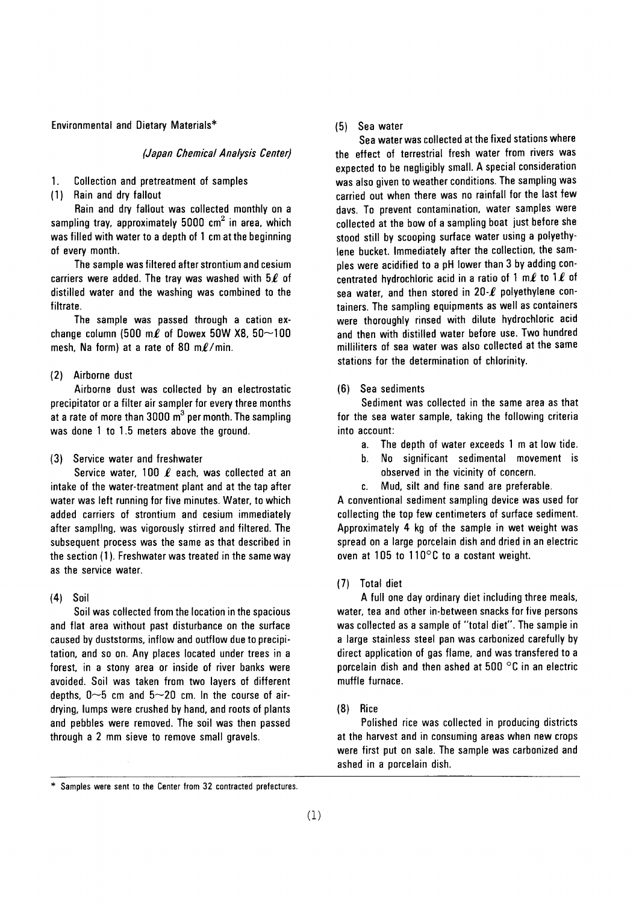Environmental and Dietary Materials*

*(Japan Chemical Analysis Center)*

1. Collection and pretreatment of samples

(1) Rain and dry fallout

Rain and dry fallout was collected monthly on a sampling tray, approximately 5000 $cm^2$ in area, which was filled with water to a depth of 1 cm at the beginning of every month.

The sample was filtered after strontium and cesium carriers were added. The tray was washed with 5ℓ of distilled water and the washing was combined to the filtrate.

The sample was passed through a cation exchange column (500 mℓ of Dowex 50W X8, 50~100 mesh, Na form) at a rate of 80 mℓ/min.

(2) Airborne dust

Airborne dust was collected by an electrostatic precipitator or a filter air sampler for every three months at a rate of more than 3000 $m^3$ per month. The sampling was done 1 to 1.5 meters above the ground.

(3) Service water and freshwater

Service water, 100 ℓ each, was collected at an intake of the water-treatment plant and at the tap after water was left running for five minutes. Water, to which added carriers of strontium and cesium immediately after sampling, was vigorously stirred and filtered. The subsequent process was the same as that described in the section (1). Freshwater was treated in the same way as the service water.

(4) Soil

Soil was collected from the location in the spacious and flat area without past disturbance on the surface caused by duststorms, inflow and outflow due to precipitation, and so on. Any places located under trees in a forest, in a stony area or inside of river banks were avoided. Soil was taken from two layers of different depths, 0~5 cm and 5~20 cm. In the course of air-drying, lumps were crushed by hand, and roots of plants and pebbles were removed. The soil was then passed through a 2 mm sieve to remove small gravels.

(5) Sea water

Sea water was collected at the fixed stations where the effect of terrestrial fresh water from rivers was expected to be negligibly small. A special consideration was also given to weather conditions. The sampling was carried out when there was no rainfall for the last few days. To prevent contamination, water samples were collected at the bow of a sampling boat just before she stood still by scooping surface water using a polyethylene bucket. Immediately after the collection, the samples were acidified to a pH lower than 3 by adding concentrated hydrochloric acid in a ratio of 1 mℓ to 1ℓ of sea water, and then stored in 20-ℓ polyethylene containers. The sampling equipments as well as containers were thoroughly rinsed with dilute hydrochloric acid and then with distilled water before use. Two hundred milliliters of sea water was also collected at the same stations for the determination of chlorinity.

(6) Sea sediments

Sediment was collected in the same area as that for the sea water sample, taking the following criteria into account:

a. The depth of water exceeds 1 m at low tide.
b. No significant sedimental movement is observed in the vicinity of concern.
c. Mud, silt and fine sand are preferable.

A conventional sediment sampling device was used for collecting the top few centimeters of surface sediment. Approximately 4 kg of the sample in wet weight was spread on a large porcelain dish and dried in an electric oven at 105 to 110°C to a costant weight.

(7) Total diet

A full one day ordinary diet including three meals, water, tea and other in-between snacks for five persons was collected as a sample of "total diet". The sample in a large stainless steel pan was carbonized carefully by direct application of gas flame, and was transfered to a porcelain dish and then ashed at 500 °C in an electric muffle furnace.

(8) Rice

Polished rice was collected in producing districts at the harvest and in consuming areas when new crops were first put on sale. The sample was carbonized and ashed in a porcelain dish.

---

\* Samples were sent to the Center from 32 contracted prefectures.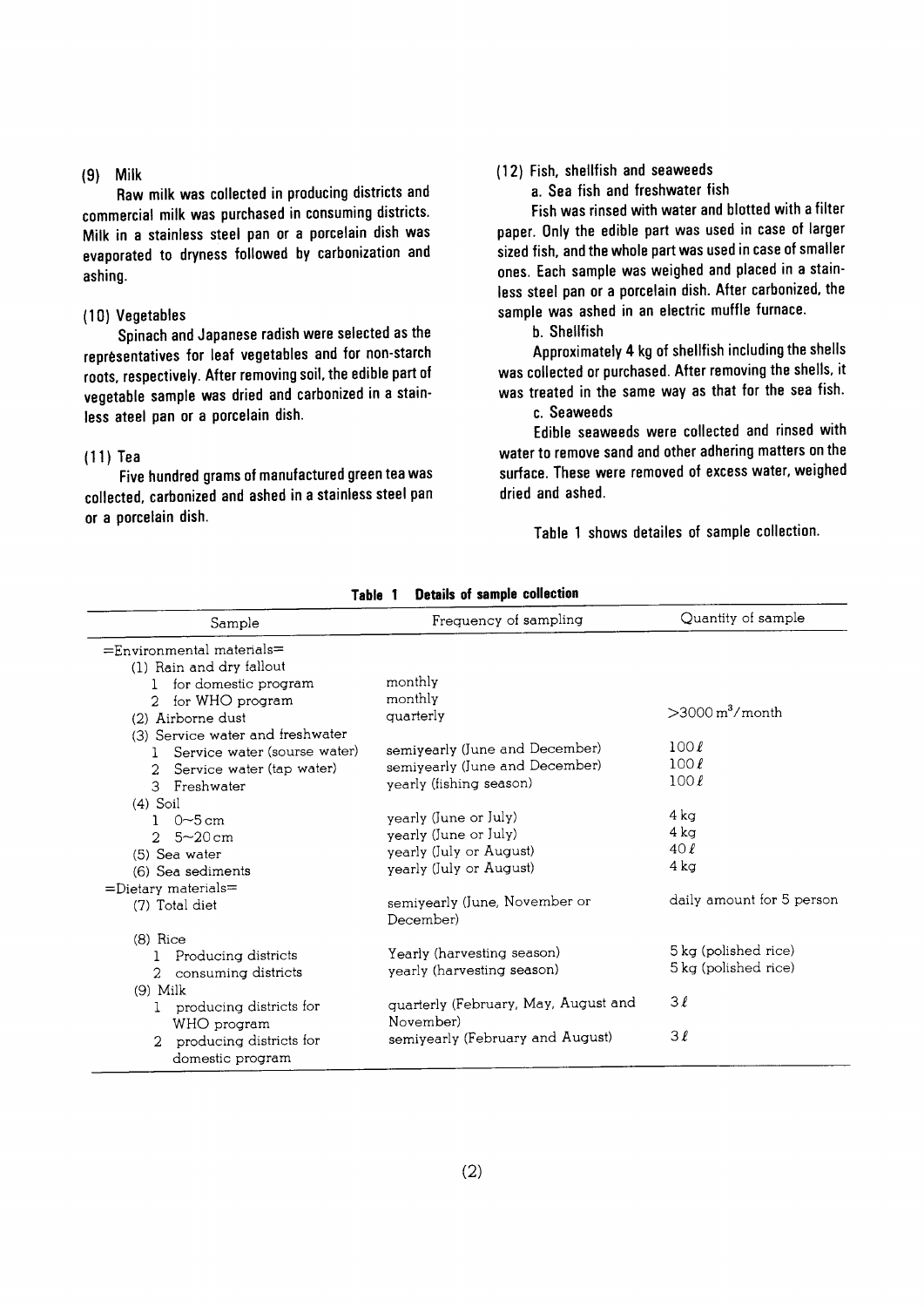### (9) Milk

Raw milk was collected in producing districts and commercial milk was purchased in consuming districts. Milk in a stainless steel pan or a porcelain dish was evaporated to dryness followed by carbonization and ashing.

### (10) Vegetables

Spinach and Japanese radish were selected as the representatives for leaf vegetables and for non-starch roots, respectively. After removing soil, the edible part of vegetable sample was dried and carbonized in a stainless ateel pan or a porcelain dish.

### (11) Tea

Five hundred grams of manufactured green tea was collected, carbonized and ashed in a stainless steel pan or a porcelain dish.

### (12) Fish, shellfish and seaweeds

a. Sea fish and freshwater fish

Fish was rinsed with water and blotted with a filter paper. Only the edible part was used in case of larger sized fish, and the whole part was used in case of smaller ones. Each sample was weighed and placed in a stainless steel pan or a porcelain dish. After carbonized, the sample was ashed in an electric muffle furnace.

b. Shellfish

Approximately 4 kg of shellfish including the shells was collected or purchased. After removing the shells, it was treated in the same way as that for the sea fish.

c. Seaweeds

Edible seaweeds were collected and rinsed with water to remove sand and other adhering matters on the surface. These were removed of excess water, weighed dried and ashed.

Table 1 shows detailes of sample collection.

**Table 1 Details of sample collection**

| Sample | Frequency of sampling | Quantity of sample |
|---|---|---|
| =Environmental materials= | | |
| (1) Rain and dry fallout | | |
| 1 for domestic program | monthly | |
| 2 for WHO program | monthly | |
| (2) Airborne dust | quarterly | >3000 $m^3$/month |
| (3) Service water and freshwater | | |
| 1 Service water (sourse water) | semiyearly (June and December) | 100ℓ |
| 2 Service water (tap water) | semiyearly (June and December) | 100ℓ |
| 3 Freshwater | yearly (fishing season) | 100ℓ |
| (4) Soil | | |
| 1 0~5 cm | yearly (June or July) | 4 kg |
| 2 5~20 cm | yearly (June or July) | 4 kg |
| (5) Sea water | yearly (July or August) | 40ℓ |
| (6) Sea sediments | yearly (July or August) | 4 kg |
| =Dietary materials= | | |
| (7) Total diet | semiyearly (June, November or December) | daily amount for 5 person |
| (8) Rice | | |
| 1 Producing districts | Yearly (harvesting season) | 5 kg (polished rice) |
| 2 consuming districts | yearly (harvesting season) | 5 kg (polished rice) |
| (9) Milk | | |
| 1 producing districts for WHO program | quarterly (February, May, August and November) | 3ℓ |
| 2 producing districts for domestic program | semiyearly (February and August) | 3ℓ |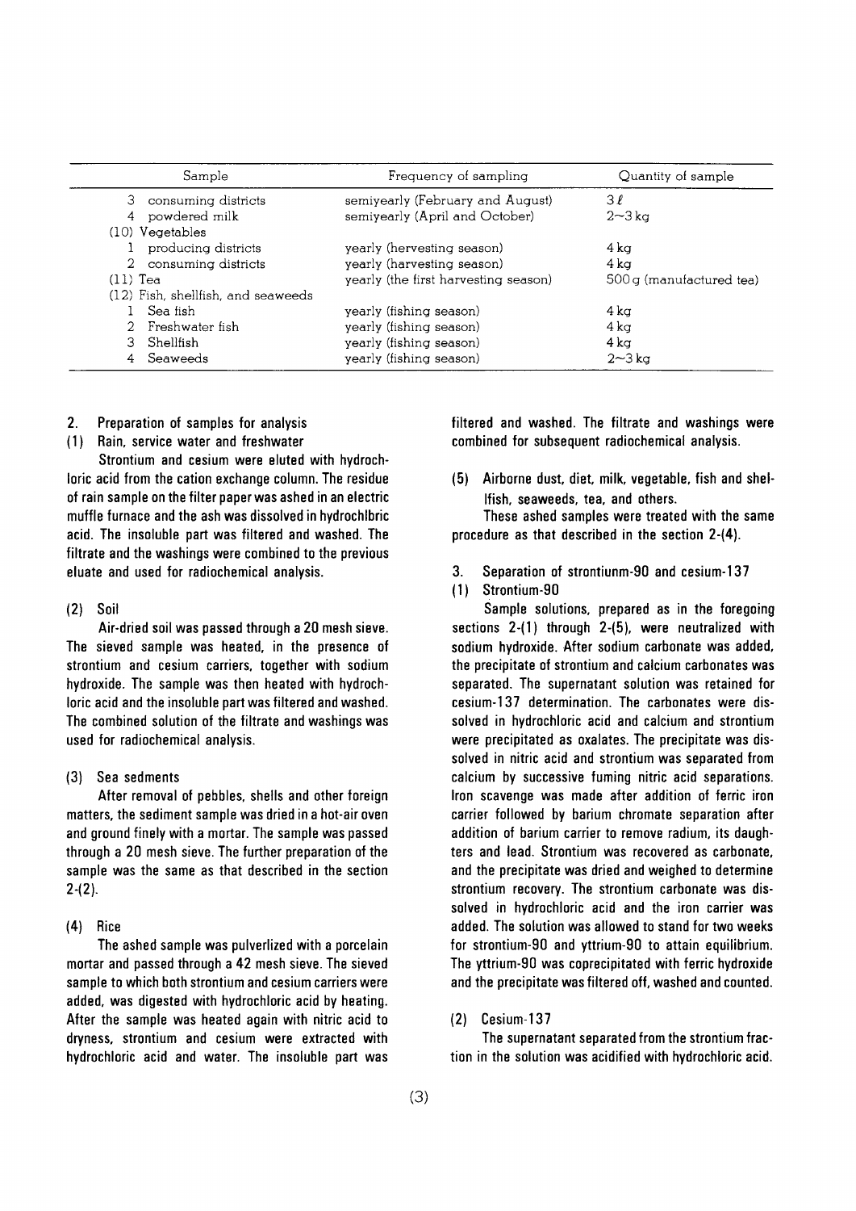| Sample | Frequency of sampling | Quantity of sample |
|---|---|---|
| 3 consuming districts | semiyearly (February and August) | 3 ℓ |
| 4 powdered milk | semiyearly (April and October) | 2~3 kg |
| (10) Vegetables | | |
| 1 producing districts | yearly (hervesting season) | 4 kg |
| 2 consuming districts | yearly (harvesting season) | 4 kg |
| (11) Tea | yearly (the first harvesting season) | 500 g (manufactured tea) |
| (12) Fish, shellfish, and seaweeds | | |
| 1 Sea fish | yearly (fishing season) | 4 kg |
| 2 Freshwater fish | yearly (fishing season) | 4 kg |
| 3 Shellfish | yearly (fishing season) | 4 kg |
| 4 Seaweeds | yearly (fishing season) | 2~3 kg |

## 2. Preparation of samples for analysis

### (1) Rain, service water and freshwater

Strontium and cesium were eluted with hydrochloric acid from the cation exchange column. The residue of rain sample on the filter paper was ashed in an electric muffle furnace and the ash was dissolved in hydrochlbric acid. The insoluble part was filtered and washed. The filtrate and the washings were combined to the previous eluate and used for radiochemical analysis.

### (2) Soil

Air-dried soil was passed through a 20 mesh sieve. The sieved sample was heated, in the presence of strontium and cesium carriers, together with sodium hydroxide. The sample was then heated with hydrochloric acid and the insoluble part was filtered and washed. The combined solution of the filtrate and washings was used for radiochemical analysis.

### (3) Sea sedments

After removal of pebbles, shells and other foreign matters, the sediment sample was dried in a hot-air oven and ground finely with a mortar. The sample was passed through a 20 mesh sieve. The further preparation of the sample was the same as that described in the section 2-(2).

### (4) Rice

The ashed sample was pulverlized with a porcelain mortar and passed through a 42 mesh sieve. The sieved sample to which both strontium and cesium carriers were added, was digested with hydrochloric acid by heating. After the sample was heated again with nitric acid to dryness, strontium and cesium were extracted with hydrochloric acid and water. The insoluble part was filtered and washed. The filtrate and washings were combined for subsequent radiochemical analysis.

### (5) Airborne dust, diet, milk, vegetable, fish and shelIfish, seaweeds, tea, and others.

These ashed samples were treated with the same procedure as that described in the section 2-(4).

## 3. Separation of strontiunm-90 and cesium-137

### (1) Strontium-90

Sample solutions, prepared as in the foregoing sections 2-(1) through 2-(5), were neutralized with sodium hydroxide. After sodium carbonate was added, the precipitate of strontium and calcium carbonates was separated. The supernatant solution was retained for cesium-137 determination. The carbonates were dissolved in hydrochloric acid and calcium and strontium were precipitated as oxalates. The precipitate was dissolved in nitric acid and strontium was separated from calcium by successive fuming nitric acid separations. Iron scavenge was made after addition of ferric iron carrier followed by barium chromate separation after addition of barium carrier to remove radium, its daughters and lead. Strontium was recovered as carbonate, and the precipitate was dried and weighed to determine strontium recovery. The strontium carbonate was dissolved in hydrochloric acid and the iron carrier was added. The solution was allowed to stand for two weeks for strontium-90 and yttrium-90 to attain equilibrium. The yttrium-90 was coprecipitated with ferric hydroxide and the precipitate was filtered off, washed and counted.

### (2) Cesium-137

The supernatant separated from the strontium fraction in the solution was acidified with hydrochloric acid.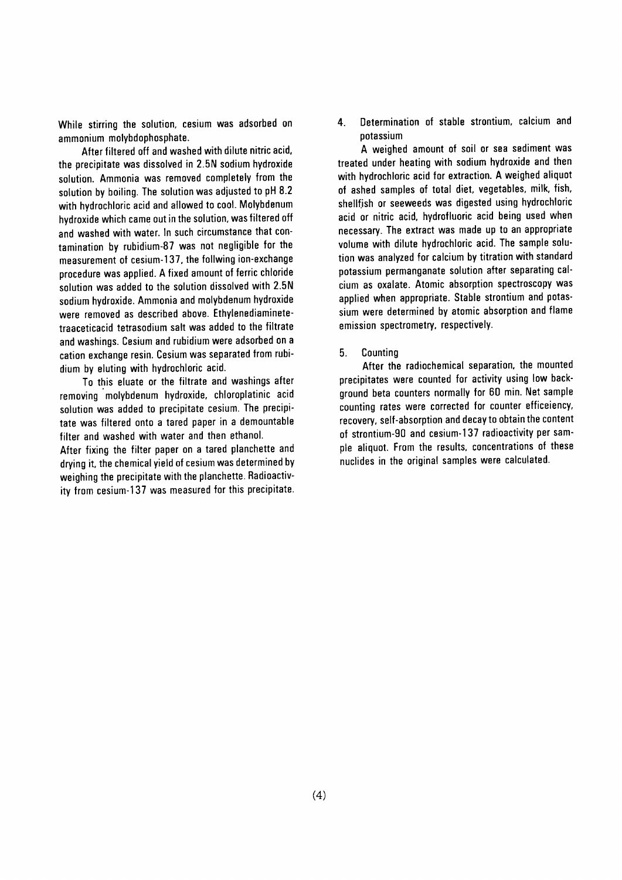While stirring the solution, cesium was adsorbed on ammonium molybdophosphate.

After filtered off and washed with dilute nitric acid, the precipitate was dissolved in 2.5N sodium hydroxide solution. Ammonia was removed completely from the solution by boiling. The solution was adjusted to pH 8.2 with hydrochloric acid and allowed to cool. Molybdenum hydroxide which came out in the solution, was filtered off and washed with water. In such circumstance that contamination by rubidium-87 was not negligible for the measurement of cesium-137, the follwing ion-exchange procedure was applied. A fixed amount of ferric chloride solution was added to the solution dissolved with 2.5N sodium hydroxide. Ammonia and molybdenum hydroxide were removed as described above. Ethylenediaminetetraaceticacid tetrasodium salt was added to the filtrate and washings. Cesium and rubidium were adsorbed on a cation exchange resin. Cesium was separated from rubidium by eluting with hydrochloric acid.

To this eluate or the filtrate and washings after removing molybdenum hydroxide, chloroplatinic acid solution was added to precipitate cesium. The precipitate was filtered onto a tared paper in a demountable filter and washed with water and then ethanol.

After fixing the filter paper on a tared planchette and drying it, the chemical yield of cesium was determined by weighing the precipitate with the planchette. Radioactivity from cesium-137 was measured for this precipitate.

## 4. Determination of stable strontium, calcium and potassium

A weighed amount of soil or sea sediment was treated under heating with sodium hydroxide and then with hydrochloric acid for extraction. A weighed aliquot of ashed samples of total diet, vegetables, milk, fish, shellfish or seeweeds was digested using hydrochloric acid or nitric acid, hydrofluoric acid being used when necessary. The extract was made up to an appropriate volume with dilute hydrochloric acid. The sample solution was analyzed for calcium by titration with standard potassium permanganate solution after separating calcium as oxalate. Atomic absorption spectroscopy was applied when appropriate. Stable strontium and potassium were determined by atomic absorption and flame emission spectrometry, respectively.

## 5. Counting

After the radiochemical separation, the mounted precipitates were counted for activity using low background beta counters normally for 60 min. Net sample counting rates were corrected for counter efficeiency, recovery, self-absorption and decay to obtain the content of strontium-90 and cesium-137 radioactivity per sample aliquot. From the results, concentrations of these nuclides in the original samples were calculated.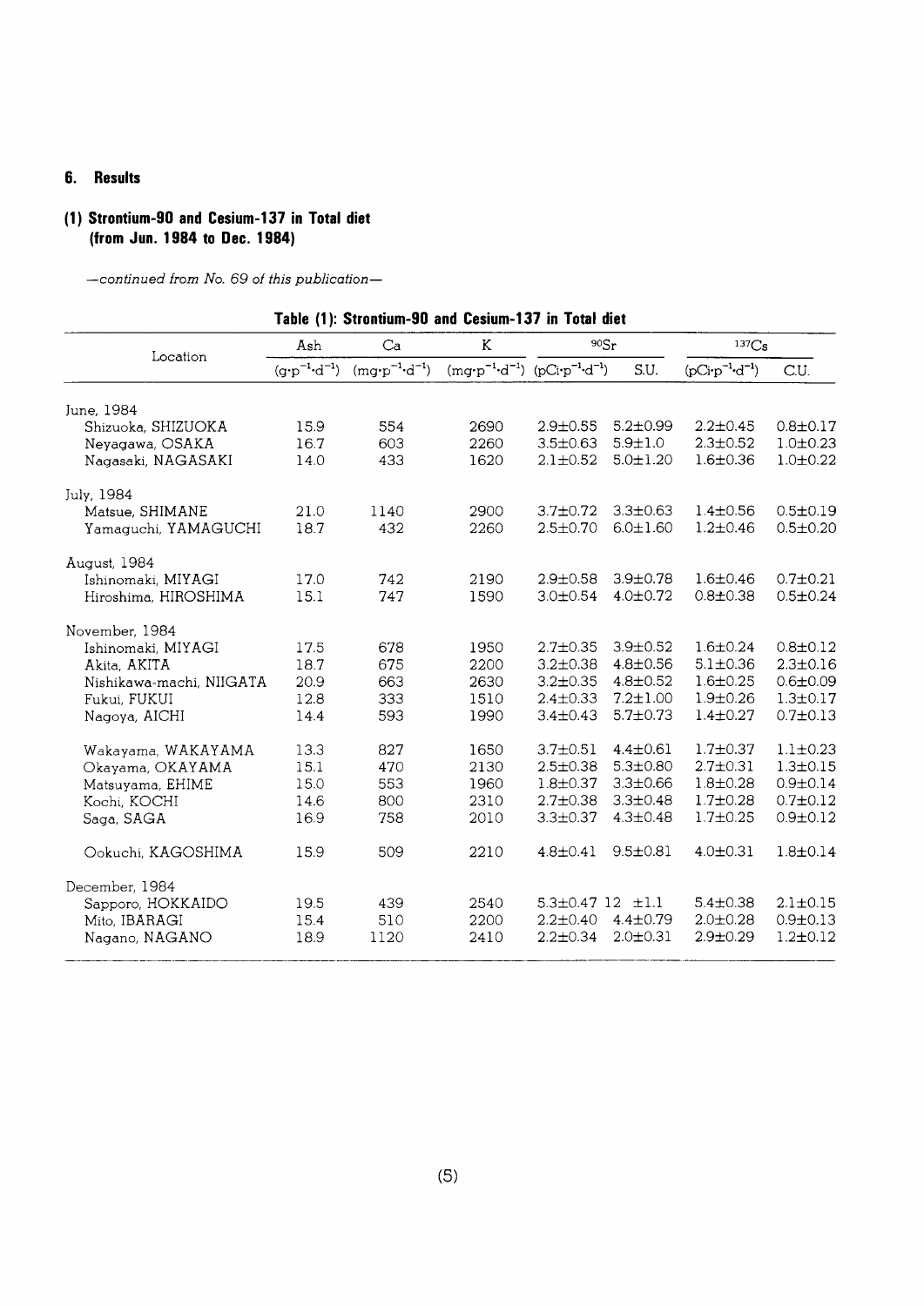## 6. Results

### (1) Strontium-90 and Cesium-137 in Total diet (from Jun. 1984 to Dec. 1984)

*—continued from No. 69 of this publication—*

**Table (1): Strontium-90 and Cesium-137 in Total diet**

| Location | Ash | Ca | K | $^{90}Sr$ | | $^{137}Cs$ | |
|---|---|---|---|---|---|---|---|
| | $(g \cdot p^{-1} \cdot d^{-1})$ | $(mg \cdot p^{-1} \cdot d^{-1})$ | $(mg \cdot p^{-1} \cdot d^{-1})$ | $(pCi \cdot p^{-1} \cdot d^{-1})$ | S.U. | $(pCi \cdot p^{-1} \cdot d^{-1})$ | C.U. |
| June, 1984 | | | | | | | |
| Shizuoka, SHIZUOKA | 15.9 | 554 | 2690 | 2.9±0.55 | 5.2±0.99 | 2.2±0.45 | 0.8±0.17 |
| Neyagawa, OSAKA | 16.7 | 603 | 2260 | 3.5±0.63 | 5.9±1.0 | 2.3±0.52 | 1.0±0.23 |
| Nagasaki, NAGASAKI | 14.0 | 433 | 1620 | 2.1±0.52 | 5.0±1.20 | 1.6±0.36 | 1.0±0.22 |
| July, 1984 | | | | | | | |
| Matsue, SHIMANE | 21.0 | 1140 | 2900 | 3.7±0.72 | 3.3±0.63 | 1.4±0.56 | 0.5±0.19 |
| Yamaguchi, YAMAGUCHI | 18.7 | 432 | 2260 | 2.5±0.70 | 6.0±1.60 | 1.2±0.46 | 0.5±0.20 |
| August, 1984 | | | | | | | |
| Ishinomaki, MIYAGI | 17.0 | 742 | 2190 | 2.9±0.58 | 3.9±0.78 | 1.6±0.46 | 0.7±0.21 |
| Hiroshima, HIROSHIMA | 15.1 | 747 | 1590 | 3.0±0.54 | 4.0±0.72 | 0.8±0.38 | 0.5±0.24 |
| November, 1984 | | | | | | | |
| Ishinomaki, MIYAGI | 17.5 | 678 | 1950 | 2.7±0.35 | 3.9±0.52 | 1.6±0.24 | 0.8±0.12 |
| Akita, AKITA | 18.7 | 675 | 2200 | 3.2±0.38 | 4.8±0.56 | 5.1±0.36 | 2.3±0.16 |
| Nishikawa-machi, NIIGATA | 20.9 | 663 | 2630 | 3.2±0.35 | 4.8±0.52 | 1.6±0.25 | 0.6±0.09 |
| Fukui, FUKUI | 12.8 | 333 | 1510 | 2.4±0.33 | 7.2±1.00 | 1.9±0.26 | 1.3±0.17 |
| Nagoya, AICHI | 14.4 | 593 | 1990 | 3.4±0.43 | 5.7±0.73 | 1.4±0.27 | 0.7±0.13 |
| Wakayama, WAKAYAMA | 13.3 | 827 | 1650 | 3.7±0.51 | 4.4±0.61 | 1.7±0.37 | 1.1±0.23 |
| Okayama, OKAYAMA | 15.1 | 470 | 2130 | 2.5±0.38 | 5.3±0.80 | 2.7±0.31 | 1.3±0.15 |
| Matsuyama, EHIME | 15.0 | 553 | 1960 | 1.8±0.37 | 3.3±0.66 | 1.8±0.28 | 0.9±0.14 |
| Kochi, KOCHI | 14.6 | 800 | 2310 | 2.7±0.38 | 3.3±0.48 | 1.7±0.28 | 0.7±0.12 |
| Saga, SAGA | 16.9 | 758 | 2010 | 3.3±0.37 | 4.3±0.48 | 1.7±0.25 | 0.9±0.12 |
| Ookuchi, KAGOSHIMA | 15.9 | 509 | 2210 | 4.8±0.41 | 9.5±0.81 | 4.0±0.31 | 1.8±0.14 |
| December, 1984 | | | | | | | |
| Sapporo, HOKKAIDO | 19.5 | 439 | 2540 | 5.3±0.47 | 12 ±1.1 | 5.4±0.38 | 2.1±0.15 |
| Mito, IBARAGI | 15.4 | 510 | 2200 | 2.2±0.40 | 4.4±0.79 | 2.0±0.28 | 0.9±0.13 |
| Nagano, NAGANO | 18.9 | 1120 | 2410 | 2.2±0.34 | 2.0±0.31 | 2.9±0.29 | 1.2±0.12 |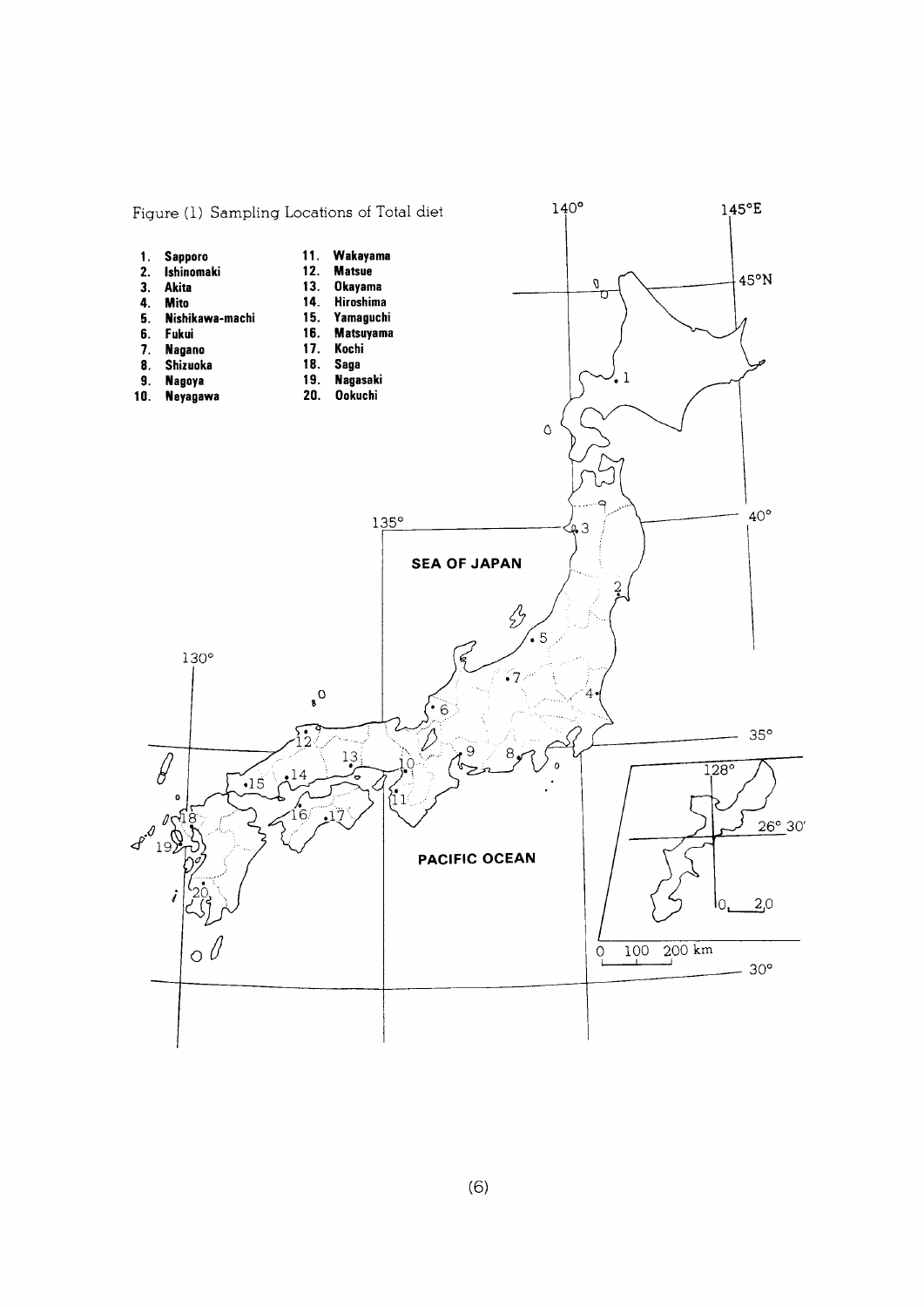Figure (1) Sampling Locations of Total diet

1. Sapporo
2. Ishinomaki
3. Akita
4. Mito
5. Nishikawa-machi
6. Fukui
7. Nagano
8. Shizuoka
9. Nagoya
10. Neyagawa
11. Wakayama
12. Matsue
13. Okayama
14. Hiroshima
15. Yamaguchi
16. Matsuyama
17. Kochi
18. Saga
19. Nagasaki
20. Ookuchi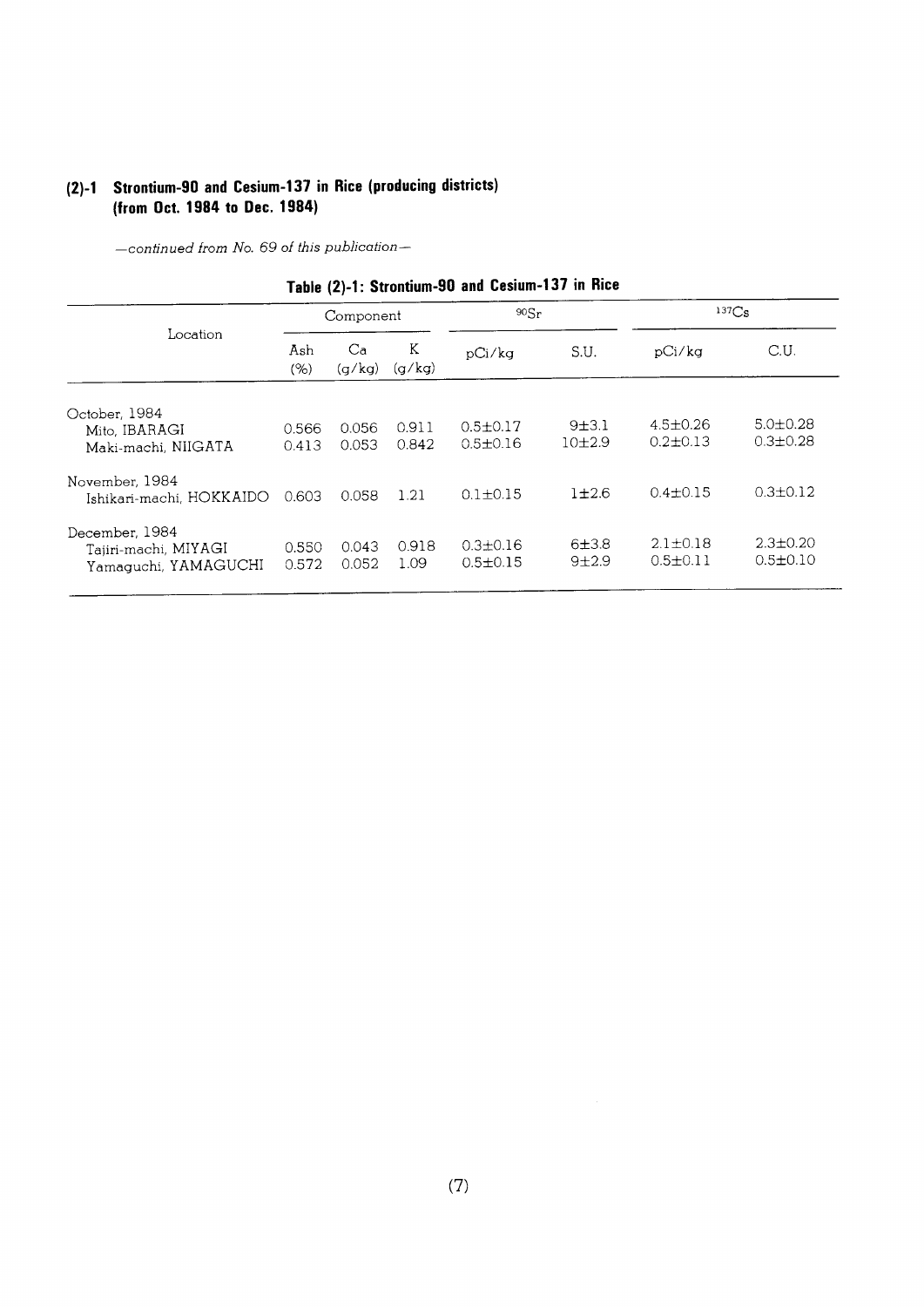## (2)-1 Strontium-90 and Cesium-137 in Rice (producing districts) (from Oct. 1984 to Dec. 1984)

*—continued from No. 69 of this publication—*

**Table (2)-1: Strontium-90 and Cesium-137 in Rice**

| Location | Component | | | $^{90}Sr$ | | $^{137}Cs$ | |
|---|---|---|---|---|---|---|---|
| | Ash (%) | Ca (g/kg) | K (g/kg) | pCi/kg | S.U. | pCi/kg | C.U. |
| October, 1984 | | | | | | | |
| Mito, IBARAGI | 0.566 | 0.056 | 0.911 | 0.5±0.17 | 9±3.1 | 4.5±0.26 | 5.0±0.28 |
| Maki-machi, NIIGATA | 0.413 | 0.053 | 0.842 | 0.5±0.16 | 10±2.9 | 0.2±0.13 | 0.3±0.28 |
| November, 1984 | | | | | | | |
| Ishikari-machi, HOKKAIDO | 0.603 | 0.058 | 1.21 | 0.1±0.15 | 1±2.6 | 0.4±0.15 | 0.3±0.12 |
| December, 1984 | | | | | | | |
| Tajiri-machi, MIYAGI | 0.550 | 0.043 | 0.918 | 0.3±0.16 | 6±3.8 | 2.1±0.18 | 2.3±0.20 |
| Yamaguchi, YAMAGUCHI | 0.572 | 0.052 | 1.09 | 0.5±0.15 | 9±2.9 | 0.5±0.11 | 0.5±0.10 |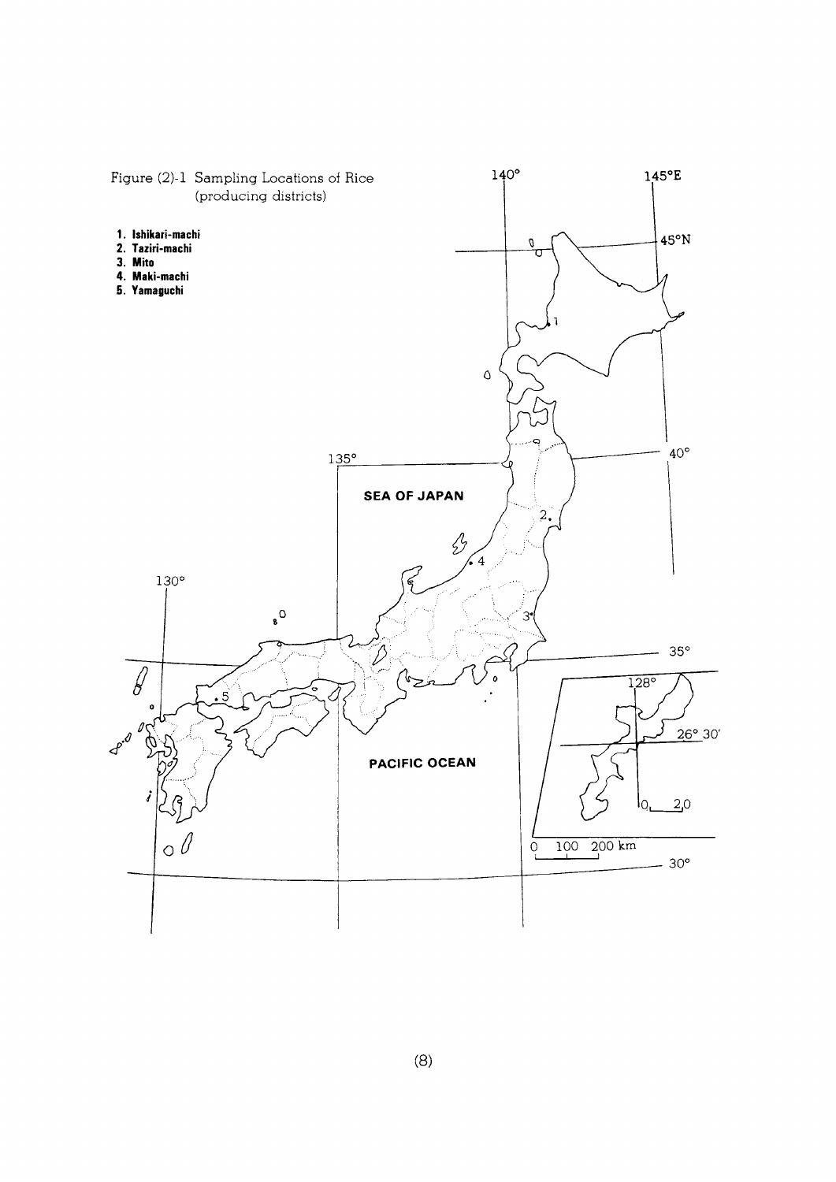Figure (2)-1 Sampling Locations of Rice (producing districts)

1. Ishikari-machi
2. Taziri-machi
3. Mito
4. Maki-machi
5. Yamaguchi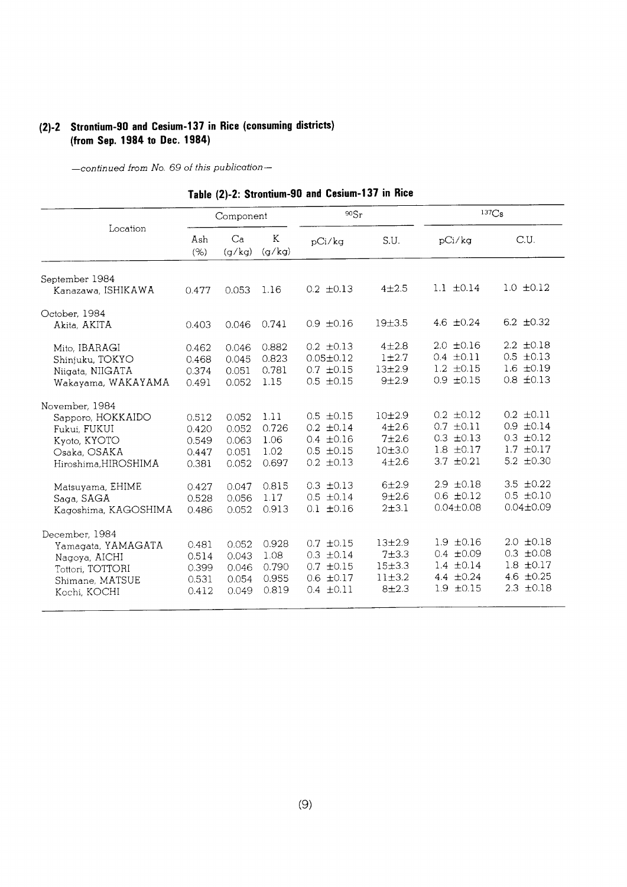### (2)-2 Strontium-90 and Cesium-137 in Rice (consuming districts) (from Sep. 1984 to Dec. 1984)

*—continued from No. 69 of this publication—*

**Table (2)-2: Strontium-90 and Cesium-137 in Rice**

| Location | Component | | | $^{90}Sr$ | | $^{137}Cs$ | |
|---|---|---|---|---|---|---|---|
| | Ash (%) | Ca (g/kg) | K (g/kg) | pCi/kg | S.U. | pCi/kg | C.U. |
| September 1984 | | | | | | | |
| Kanazawa, ISHIKAWA | 0.477 | 0.053 | 1.16 | 0.2 ±0.13 | 4±2.5 | 1.1 ±0.14 | 1.0 ±0.12 |
| October, 1984 | | | | | | | |
| Akita, AKITA | 0.403 | 0.046 | 0.741 | 0.9 ±0.16 | 19±3.5 | 4.6 ±0.24 | 6.2 ±0.32 |
| Mito, IBARAGI | 0.462 | 0.046 | 0.882 | 0.2 ±0.13 | 4±2.8 | 2.0 ±0.16 | 2.2 ±0.18 |
| Shinjuku, TOKYO | 0.468 | 0.045 | 0.823 | 0.05±0.12 | 1±2.7 | 0.4 ±0.11 | 0.5 ±0.13 |
| Niigata, NIIGATA | 0.374 | 0.051 | 0.781 | 0.7 ±0.15 | 13±2.9 | 1.2 ±0.15 | 1.6 ±0.19 |
| Wakayama, WAKAYAMA | 0.491 | 0.052 | 1.15 | 0.5 ±0.15 | 9±2.9 | 0.9 ±0.15 | 0.8 ±0.13 |
| November, 1984 | | | | | | | |
| Sapporo, HOKKAIDO | 0.512 | 0.052 | 1.11 | 0.5 ±0.15 | 10±2.9 | 0.2 ±0.12 | 0.2 ±0.11 |
| Fukui, FUKUI | 0.420 | 0.052 | 0.726 | 0.2 ±0.14 | 4±2.6 | 0.7 ±0.11 | 0.9 ±0.14 |
| Kyoto, KYOTO | 0.549 | 0.063 | 1.06 | 0.4 ±0.16 | 7±2.6 | 0.3 ±0.13 | 0.3 ±0.12 |
| Osaka, OSAKA | 0.447 | 0.051 | 1.02 | 0.5 ±0.15 | 10±3.0 | 1.8 ±0.17 | 1.7 ±0.17 |
| Hiroshima, HIROSHIMA | 0.381 | 0.052 | 0.697 | 0.2 ±0.13 | 4±2.6 | 3.7 ±0.21 | 5.2 ±0.30 |
| Matsuyama, EHIME | 0.427 | 0.047 | 0.815 | 0.3 ±0.13 | 6±2.9 | 2.9 ±0.18 | 3.5 ±0.22 |
| Saga, SAGA | 0.528 | 0.056 | 1.17 | 0.5 ±0.14 | 9±2.6 | 0.6 ±0.12 | 0.5 ±0.10 |
| Kagoshima, KAGOSHIMA | 0.486 | 0.052 | 0.913 | 0.1 ±0.16 | 2±3.1 | 0.04±0.08 | 0.04±0.09 |
| December, 1984 | | | | | | | |
| Yamagata, YAMAGATA | 0.481 | 0.052 | 0.928 | 0.7 ±0.15 | 13±2.9 | 1.9 ±0.16 | 2.0 ±0.18 |
| Nagoya, AICHI | 0.514 | 0.043 | 1.08 | 0.3 ±0.14 | 7±3.3 | 0.4 ±0.09 | 0.3 ±0.08 |
| Tottori, TOTTORI | 0.399 | 0.046 | 0.790 | 0.7 ±0.15 | 15±3.3 | 1.4 ±0.14 | 1.8 ±0.17 |
| Shimane, MATSUE | 0.531 | 0.054 | 0.955 | 0.6 ±0.17 | 11±3.2 | 4.4 ±0.24 | 4.6 ±0.25 |
| Kochi, KOCHI | 0.412 | 0.049 | 0.819 | 0.4 ±0.11 | 8±2.3 | 1.9 ±0.15 | 2.3 ±0.18 |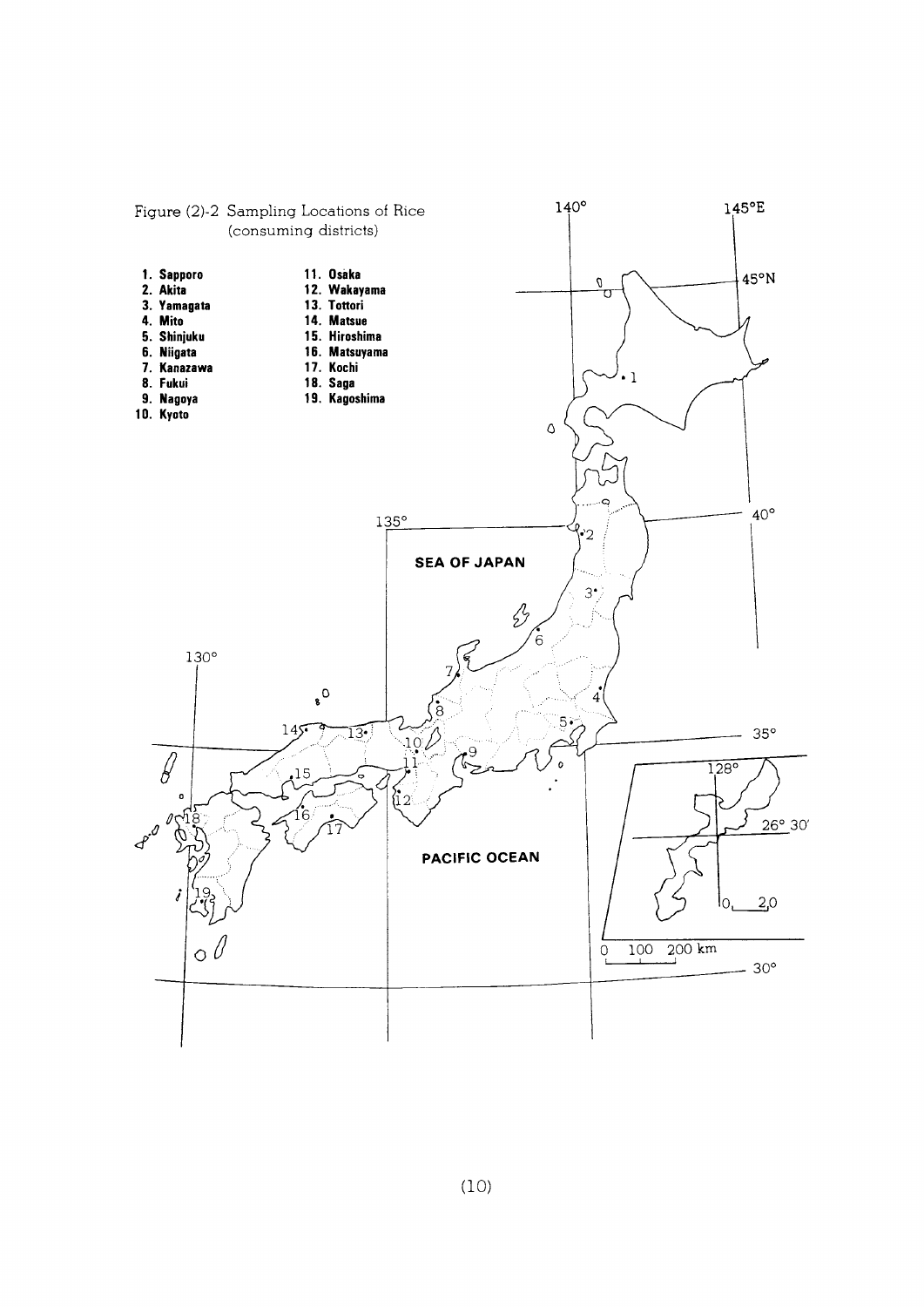Figure (2)-2 Sampling Locations of Rice (consuming districts)

1. Sapporo
2. Akita
3. Yamagata
4. Mito
5. Shinjuku
6. Niigata
7. Kanazawa
8. Fukui
9. Nagoya
10. Kyoto
11. Osaka
12. Wakayama
13. Tottori
14. Matsue
15. Hiroshima
16. Matsuyama
17. Kochi
18. Saga
19. Kagoshima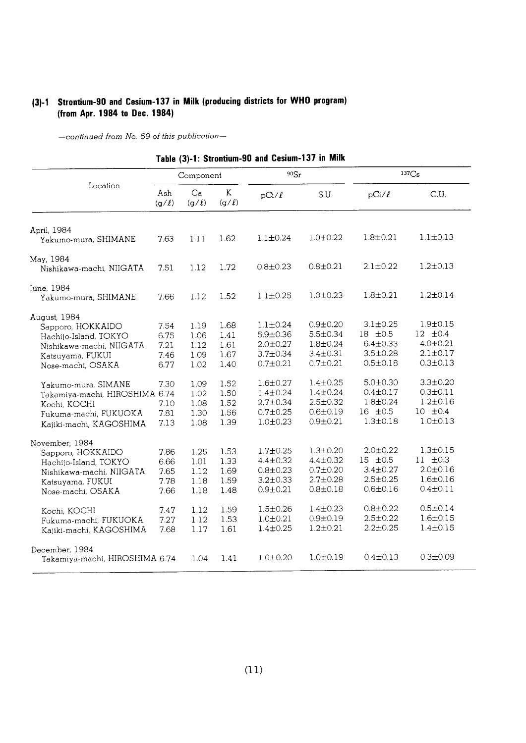## (3)-1 Strontium-90 and Cesium-137 in Milk (producing districts for WHO program) (from Apr. 1984 to Dec. 1984)

*—continued from No. 69 of this publication—*

**Table (3)-1: Strontium-90 and Cesium-137 in Milk**

| Location | Component | | | $^{90}Sr$ | | $^{137}Cs$ | |
|---|---|---|---|---|---|---|---|
| | Ash (g/ℓ) | Ca (g/ℓ) | K (g/ℓ) | pCi/ℓ | S.U. | pCi/ℓ | C.U. |
| **April, 1984** | | | | | | | |
| Yakumo-mura, SHIMANE | 7.63 | 1.11 | 1.62 | 1.1±0.24 | 1.0±0.22 | 1.8±0.21 | 1.1±0.13 |
| **May, 1984** | | | | | | | |
| Nishikawa-machi, NIIGATA | 7.51 | 1.12 | 1.72 | 0.8±0.23 | 0.8±0.21 | 2.1±0.22 | 1.2±0.13 |
| **June, 1984** | | | | | | | |
| Yakumo-mura, SHIMANE | 7.66 | 1.12 | 1.52 | 1.1±0.25 | 1.0±0.23 | 1.8±0.21 | 1.2±0.14 |
| **August, 1984** | | | | | | | |
| Sapporo, HOKKAIDO | 7.54 | 1.19 | 1.68 | 1.1±0.24 | 0.9±0.20 | 3.1±0.25 | 1.9±0.15 |
| Hachijo-Island, TOKYO | 6.75 | 1.06 | 1.41 | 5.9±0.36 | 5.5±0.34 | 18 ±0.5 | 12 ±0.4 |
| Nishikawa-machi, NIIGATA | 7.21 | 1.12 | 1.61 | 2.0±0.27 | 1.8±0.24 | 6.4±0.33 | 4.0±0.21 |
| Katsuyama, FUKUI | 7.46 | 1.09 | 1.67 | 3.7±0.34 | 3.4±0.31 | 3.5±0.28 | 2.1±0.17 |
| Nose-machi, OSAKA | 6.77 | 1.02 | 1.40 | 0.7±0.21 | 0.7±0.21 | 0.5±0.18 | 0.3±0.13 |
| Yakumo-mura, SIMANE | 7.30 | 1.09 | 1.52 | 1.6±0.27 | 1.4±0.25 | 5.0±0.30 | 3.3±0.20 |
| Takamiya-machi, HIROSHIMA | 6.74 | 1.02 | 1.50 | 1.4±0.24 | 1.4±0.24 | 0.4±0.17 | 0.3±0.11 |
| Kochi, KOCHI | 7.10 | 1.08 | 1.52 | 2.7±0.34 | 2.5±0.32 | 1.8±0.24 | 1.2±0.16 |
| Fukuma-machi, FUKUOKA | 7.81 | 1.30 | 1.56 | 0.7±0.25 | 0.6±0.19 | 16 ±0.5 | 10 ±0.4 |
| Kajiki-machi, KAGOSHIMA | 7.13 | 1.08 | 1.39 | 1.0±0.23 | 0.9±0.21 | 1.3±0.18 | 1.0±0.13 |
| **November, 1984** | | | | | | | |
| Sapporo, HOKKAIDO | 7.86 | 1.25 | 1.53 | 1.7±0.25 | 1.3±0.20 | 2.0±0.22 | 1.3±0.15 |
| Hachijo-Island, TOKYO | 6.66 | 1.01 | 1.33 | 4.4±0.32 | 4.4±0.32 | 15 ±0.5 | 11 ±0.3 |
| Nishikawa-machi, NIIGATA | 7.65 | 1.12 | 1.69 | 0.8±0.23 | 0.7±0.20 | 3.4±0.27 | 2.0±0.16 |
| Katsuyama, FUKUI | 7.78 | 1.18 | 1.59 | 3.2±0.33 | 2.7±0.28 | 2.5±0.25 | 1.6±0.16 |
| Nose-machi, OSAKA | 7.66 | 1.18 | 1.48 | 0.9±0.21 | 0.8±0.18 | 0.6±0.16 | 0.4±0.11 |
| Kochi, KOCHI | 7.47 | 1.12 | 1.59 | 1.5±0.26 | 1.4±0.23 | 0.8±0.22 | 0.5±0.14 |
| Fukuma-machi, FUKUOKA | 7.27 | 1.12 | 1.53 | 1.0±0.21 | 0.9±0.19 | 2.5±0.22 | 1.6±0.15 |
| Kajiki-machi, KAGOSHIMA | 7.68 | 1.17 | 1.61 | 1.4±0.25 | 1.2±0.21 | 2.2±0.25 | 1.4±0.15 |
| **December, 1984** | | | | | | | |
| Takamiya-machi, HIROSHIMA | 6.74 | 1.04 | 1.41 | 1.0±0.20 | 1.0±0.19 | 0.4±0.13 | 0.3±0.09 |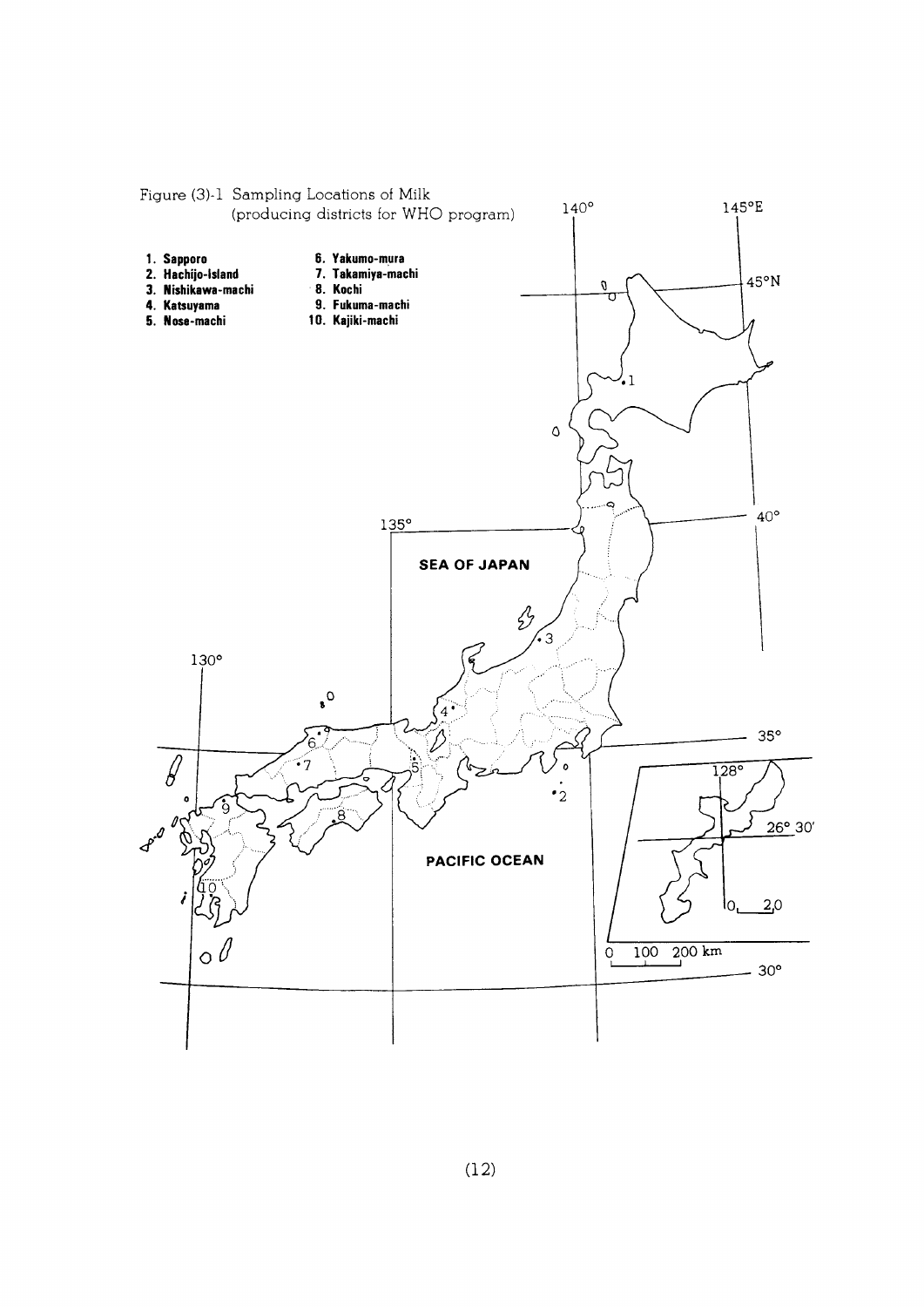Figure (3)-1 Sampling Locations of Milk (producing districts for WHO program)

1. Sapporo
2. Hachijo-Island
3. Nishikawa-machi
4. Katsuyama
5. Nose-machi
6. Yakumo-mura
7. Takamiya-machi
8. Kochi
9. Fukuma-machi
10. Kajiki-machi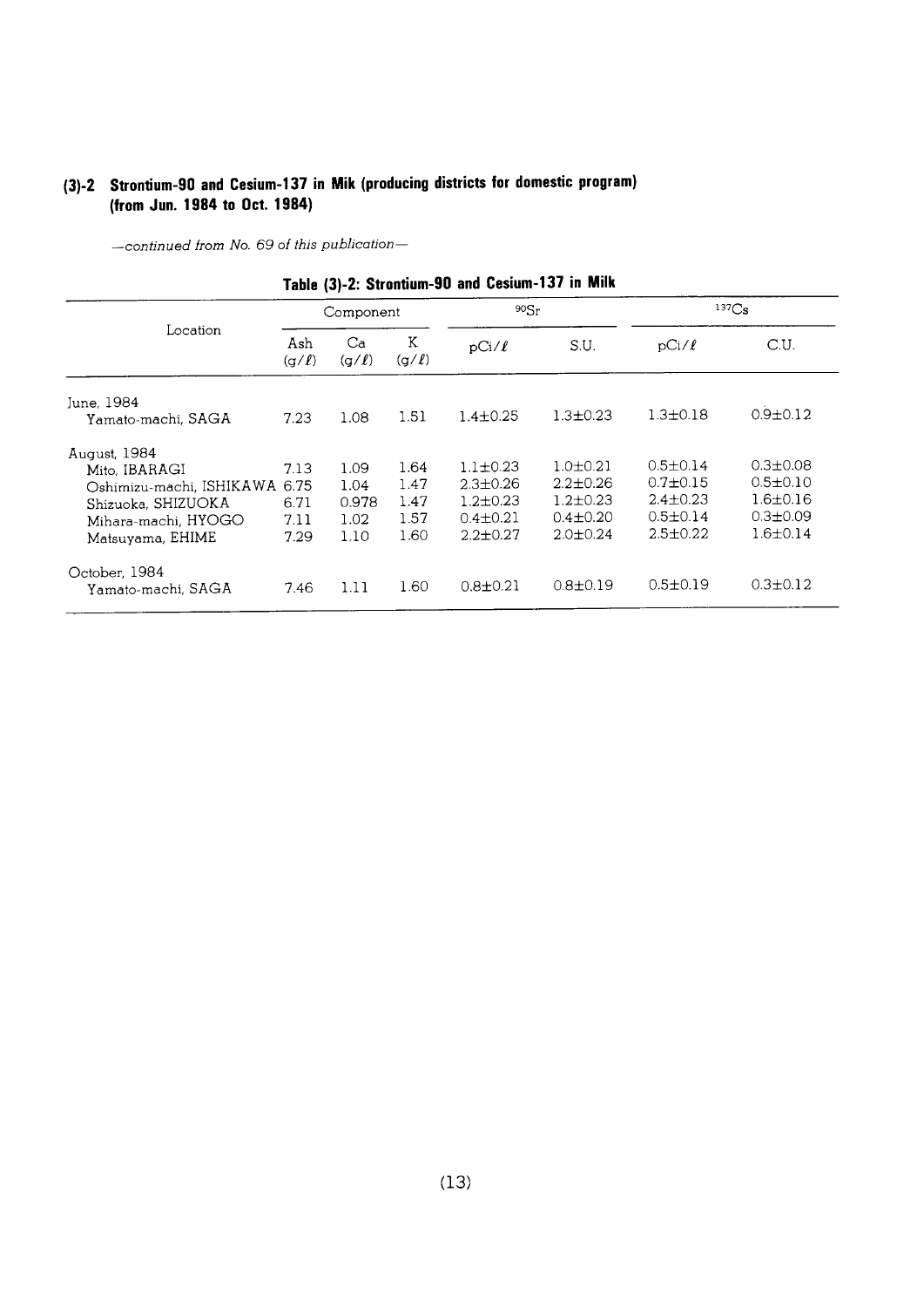## (3)-2 Strontium-90 and Cesium-137 in Mik (producing districts for domestic program) (from Jun. 1984 to Oct. 1984)

*—continued from No. 69 of this publication—*

**Table (3)-2: Strontium-90 and Cesium-137 in Milk**

| Location | Component | | | $^{90}Sr$ | | $^{137}Cs$ | |
|---|---|---|---|---|---|---|---|
| | Ash (g/ℓ) | Ca (g/ℓ) | K (g/ℓ) | pCi/ℓ | S.U. | pCi/ℓ | C.U. |
| June, 1984 | | | | | | | |
| Yamato-machi, SAGA | 7.23 | 1.08 | 1.51 | 1.4±0.25 | 1.3±0.23 | 1.3±0.18 | 0.9±0.12 |
| August, 1984 | | | | | | | |
| Mito, IBARAGI | 7.13 | 1.09 | 1.64 | 1.1±0.23 | 1.0±0.21 | 0.5±0.14 | 0.3±0.08 |
| Oshimizu-machi, ISHIKAWA | 6.75 | 1.04 | 1.47 | 2.3±0.26 | 2.2±0.26 | 0.7±0.15 | 0.5±0.10 |
| Shizuoka, SHIZUOKA | 6.71 | 0.978 | 1.47 | 1.2±0.23 | 1.2±0.23 | 2.4±0.23 | 1.6±0.16 |
| Mihara-machi, HYOGO | 7.11 | 1.02 | 1.57 | 0.4±0.21 | 0.4±0.20 | 0.5±0.14 | 0.3±0.09 |
| Matsuyama, EHIME | 7.29 | 1.10 | 1.60 | 2.2±0.27 | 2.0±0.24 | 2.5±0.22 | 1.6±0.14 |
| October, 1984 | | | | | | | |
| Yamato-machi, SAGA | 7.46 | 1.11 | 1.60 | 0.8±0.21 | 0.8±0.19 | 0.5±0.19 | 0.3±0.12 |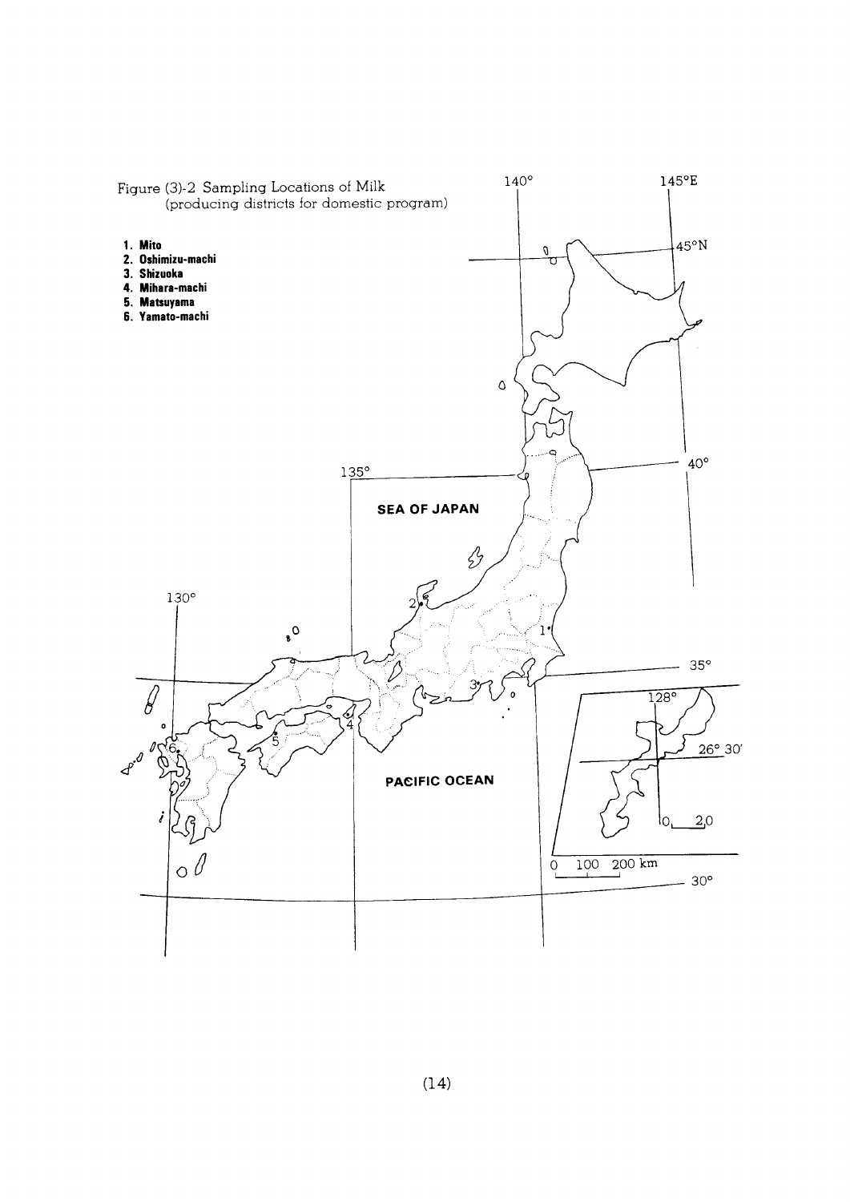Figure (3)-2 Sampling Locations of Milk (producing districts for domestic program)

1. **Mito**
2. **Oshimizu-machi**
3. **Shizuoka**
4. **Mihara-machi**
5. **Matsuyama**
6. **Yamato-machi**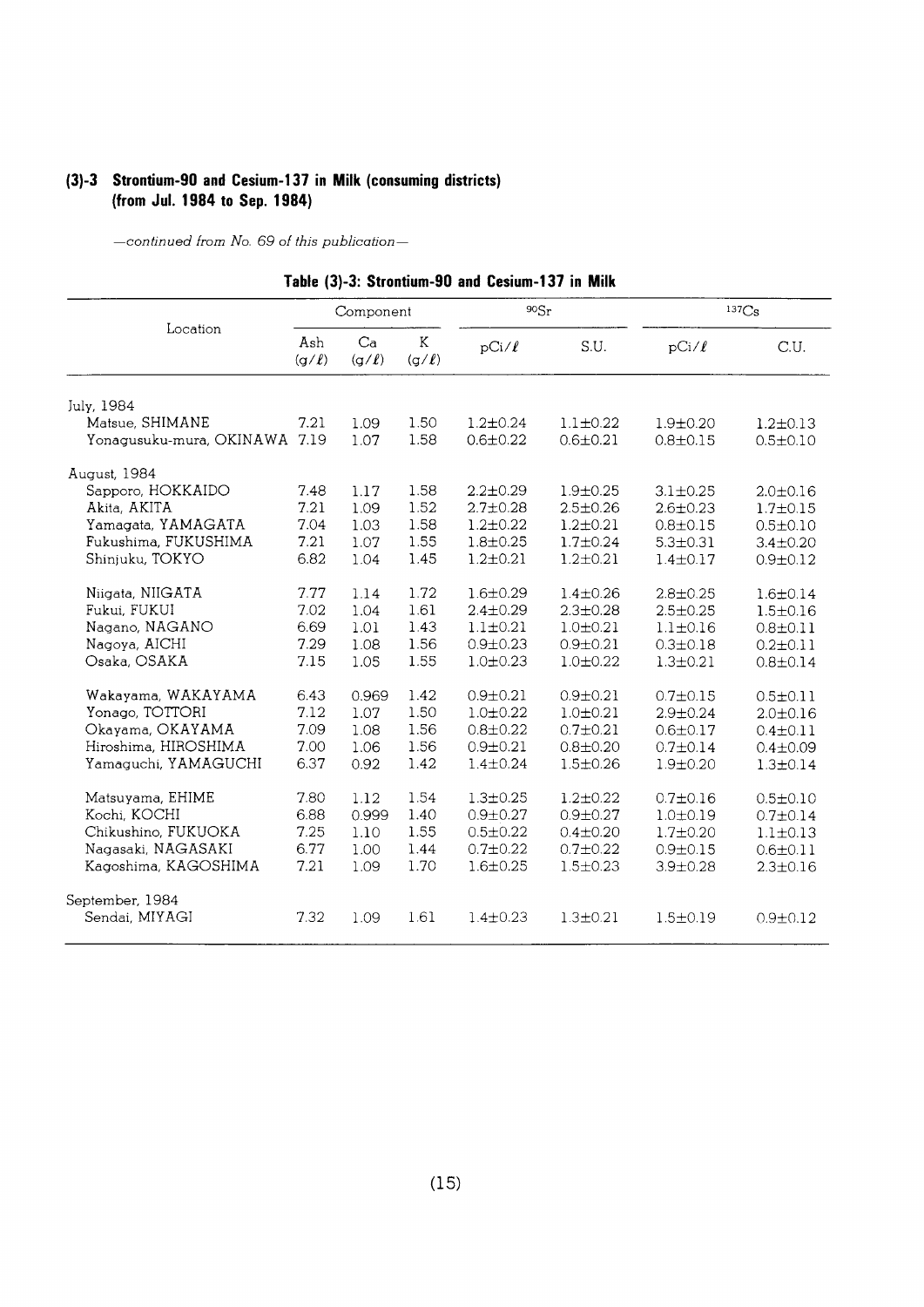## (3)-3 Strontium-90 and Cesium-137 in Milk (consuming districts) (from Jul. 1984 to Sep. 1984)

*—continued from No. 69 of this publication—*

**Table (3)-3: Strontium-90 and Cesium-137 in Milk**

| Location | Component | | | $^{90}Sr$ | | $^{137}Cs$ | |
|---|---|---|---|---|---|---|---|
| | Ash (g/ℓ) | Ca (g/ℓ) | K (g/ℓ) | pCi/ℓ | S.U. | pCi/ℓ | C.U. |
| July, 1984 | | | | | | | |
| Matsue, SHIMANE | 7.21 | 1.09 | 1.50 | 1.2±0.24 | 1.1±0.22 | 1.9±0.20 | 1.2±0.13 |
| Yonagusuku-mura, OKINAWA | 7.19 | 1.07 | 1.58 | 0.6±0.22 | 0.6±0.21 | 0.8±0.15 | 0.5±0.10 |
| August, 1984 | | | | | | | |
| Sapporo, HOKKAIDO | 7.48 | 1.17 | 1.58 | 2.2±0.29 | 1.9±0.25 | 3.1±0.25 | 2.0±0.16 |
| Akita, AKITA | 7.21 | 1.09 | 1.52 | 2.7±0.28 | 2.5±0.26 | 2.6±0.23 | 1.7±0.15 |
| Yamagata, YAMAGATA | 7.04 | 1.03 | 1.58 | 1.2±0.22 | 1.2±0.21 | 0.8±0.15 | 0.5±0.10 |
| Fukushima, FUKUSHIMA | 7.21 | 1.07 | 1.55 | 1.8±0.25 | 1.7±0.24 | 5.3±0.31 | 3.4±0.20 |
| Shinjuku, TOKYO | 6.82 | 1.04 | 1.45 | 1.2±0.21 | 1.2±0.21 | 1.4±0.17 | 0.9±0.12 |
| Niigata, NIIGATA | 7.77 | 1.14 | 1.72 | 1.6±0.29 | 1.4±0.26 | 2.8±0.25 | 1.6±0.14 |
| Fukui, FUKUI | 7.02 | 1.04 | 1.61 | 2.4±0.29 | 2.3±0.28 | 2.5±0.25 | 1.5±0.16 |
| Nagano, NAGANO | 6.69 | 1.01 | 1.43 | 1.1±0.21 | 1.0±0.21 | 1.1±0.16 | 0.8±0.11 |
| Nagoya, AICHI | 7.29 | 1.08 | 1.56 | 0.9±0.23 | 0.9±0.21 | 0.3±0.18 | 0.2±0.11 |
| Osaka, OSAKA | 7.15 | 1.05 | 1.55 | 1.0±0.23 | 1.0±0.22 | 1.3±0.21 | 0.8±0.14 |
| Wakayama, WAKAYAMA | 6.43 | 0.969 | 1.42 | 0.9±0.21 | 0.9±0.21 | 0.7±0.15 | 0.5±0.11 |
| Yonago, TOTTORI | 7.12 | 1.07 | 1.50 | 1.0±0.22 | 1.0±0.21 | 2.9±0.24 | 2.0±0.16 |
| Okayama, OKAYAMA | 7.09 | 1.08 | 1.56 | 0.8±0.22 | 0.7±0.21 | 0.6±0.17 | 0.4±0.11 |
| Hiroshima, HIROSHIMA | 7.00 | 1.06 | 1.56 | 0.9±0.21 | 0.8±0.20 | 0.7±0.14 | 0.4±0.09 |
| Yamaguchi, YAMAGUCHI | 6.37 | 0.92 | 1.42 | 1.4±0.24 | 1.5±0.26 | 1.9±0.20 | 1.3±0.14 |
| Matsuyama, EHIME | 7.80 | 1.12 | 1.54 | 1.3±0.25 | 1.2±0.22 | 0.7±0.16 | 0.5±0.10 |
| Kochi, KOCHI | 6.88 | 0.999 | 1.40 | 0.9±0.27 | 0.9±0.27 | 1.0±0.19 | 0.7±0.14 |
| Chikushino, FUKUOKA | 7.25 | 1.10 | 1.55 | 0.5±0.22 | 0.4±0.20 | 1.7±0.20 | 1.1±0.13 |
| Nagasaki, NAGASAKI | 6.77 | 1.00 | 1.44 | 0.7±0.22 | 0.7±0.22 | 0.9±0.15 | 0.6±0.11 |
| Kagoshima, KAGOSHIMA | 7.21 | 1.09 | 1.70 | 1.6±0.25 | 1.5±0.23 | 3.9±0.28 | 2.3±0.16 |
| September, 1984 | | | | | | | |
| Sendai, MIYAGI | 7.32 | 1.09 | 1.61 | 1.4±0.23 | 1.3±0.21 | 1.5±0.19 | 0.9±0.12 |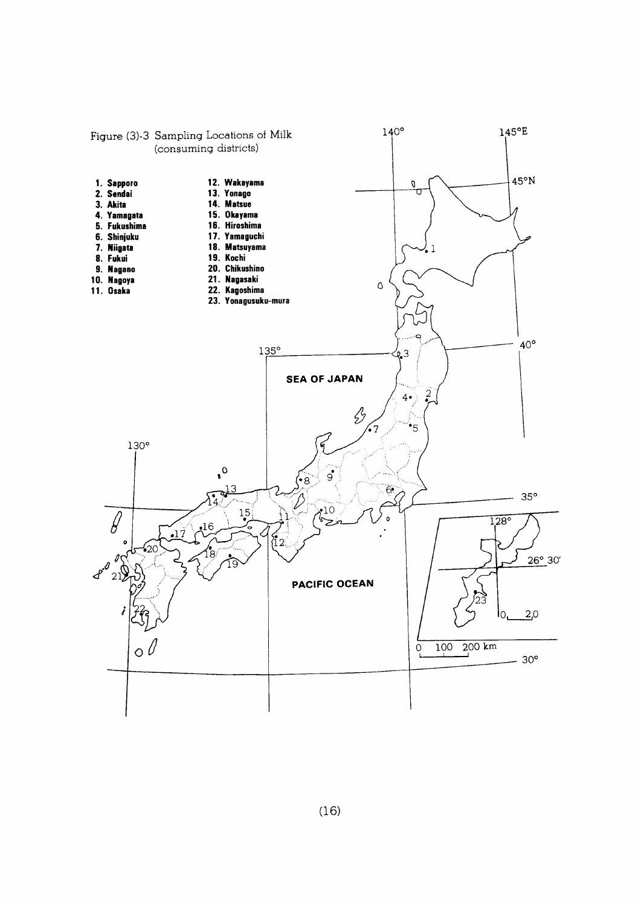Figure (3)-3 Sampling Locations of Milk (consuming districts)

1. Sapporo
2. Sendai
3. Akita
4. Yamagata
5. Fukushima
6. Shinjuku
7. Niigata
8. Fukui
9. Nagano
10. Nagoya
11. Osaka
12. Wakayama
13. Yonago
14. Matsue
15. Okayama
16. Hiroshima
17. Yamaguchi
18. Matsuyama
19. Kochi
20. Chikushino
21. Nagasaki
22. Kagoshima
23. Yonagusuku-mura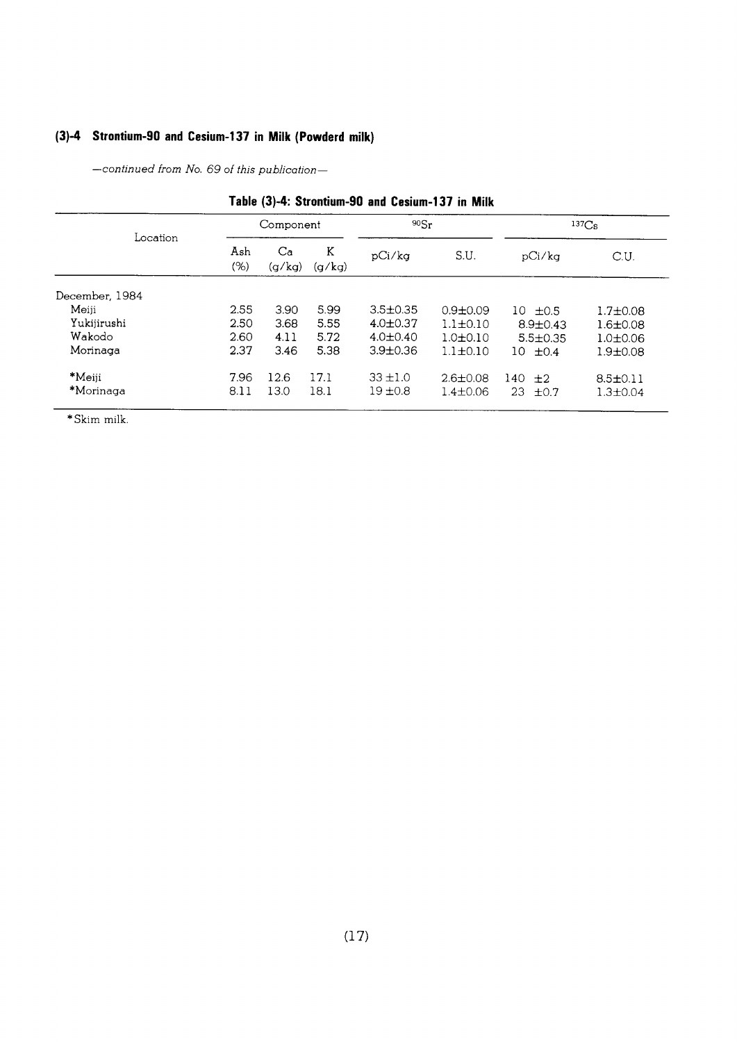## (3)-4 Strontium-90 and Cesium-137 in Milk (Powderd milk)

*—continued from No. 69 of this publication—*

**Table (3)-4: Strontium-90 and Cesium-137 in Milk**

| Location | Component | | | $^{90}Sr$ | | $^{137}Cs$ | |
|---|---|---|---|---|---|---|---|
| | Ash (%) | Ca (g/kg) | K (g/kg) | pCi/kg | S.U. | pCi/kg | C.U. |
| December, 1984 | | | | | | | |
| Meiji | 2.55 | 3.90 | 5.99 | 3.5±0.35 | 0.9±0.09 | 10 ±0.5 | 1.7±0.08 |
| Yukijirushi | 2.50 | 3.68 | 5.55 | 4.0±0.37 | 1.1±0.10 | 8.9±0.43 | 1.6±0.08 |
| Wakodo | 2.60 | 4.11 | 5.72 | 4.0±0.40 | 1.0±0.10 | 5.5±0.35 | 1.0±0.06 |
| Morinaga | 2.37 | 3.46 | 5.38 | 3.9±0.36 | 1.1±0.10 | 10 ±0.4 | 1.9±0.08 |
| *Meiji | 7.96 | 12.6 | 17.1 | 33 ±1.0 | 2.6±0.08 | 140 ±2 | 8.5±0.11 |
| *Morinaga | 8.11 | 13.0 | 18.1 | 19 ±0.8 | 1.4±0.06 | 23 ±0.7 | 1.3±0.04 |

*Skim milk.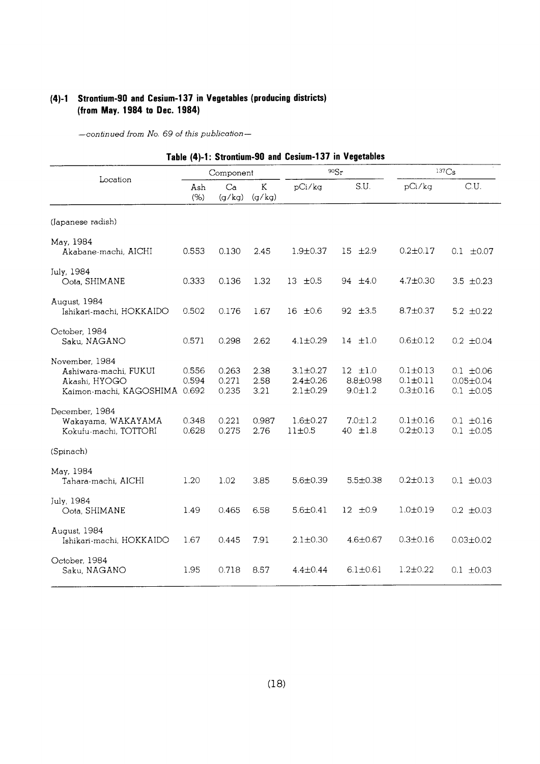### (4)-1 Strontium-90 and Cesium-137 in Vegetables (producing districts) (from May. 1984 to Dec. 1984)

*—continued from No. 69 of this publication—*

**Table (4)-1: Strontium-90 and Cesium-137 in Vegetables**

| Location | Component | | | $^{90}Sr$ | | $^{137}Cs$ | |
|---|---|---|---|---|---|---|---|
| | Ash (%) | Ca (g/kg) | K (g/kg) | pCi/kg | S.U. | pCi/kg | C.U. |
| (Japanese radish) | | | | | | | |
| May, 1984 | | | | | | | |
| Akabane-machi, AICHI | 0.553 | 0.130 | 2.45 | 1.9±0.37 | 15 ±2.9 | 0.2±0.17 | 0.1 ±0.07 |
| July, 1984 | | | | | | | |
| Oota, SHIMANE | 0.333 | 0.136 | 1.32 | 13 ±0.5 | 94 ±4.0 | 4.7±0.30 | 3.5 ±0.23 |
| August, 1984 | | | | | | | |
| Ishikari-machi, HOKKAIDO | 0.502 | 0.176 | 1.67 | 16 ±0.6 | 92 ±3.5 | 8.7±0.37 | 5.2 ±0.22 |
| October, 1984 | | | | | | | |
| Saku, NAGANO | 0.571 | 0.298 | 2.62 | 4.1±0.29 | 14 ±1.0 | 0.6±0.12 | 0.2 ±0.04 |
| November, 1984 | | | | | | | |
| Ashiwara-machi, FUKUI | 0.556 | 0.263 | 2.38 | 3.1±0.27 | 12 ±1.0 | 0.1±0.13 | 0.1 ±0.06 |
| Akashi, HYOGO | 0.594 | 0.271 | 2.58 | 2.4±0.26 | 8.8±0.98 | 0.1±0.11 | 0.05±0.04 |
| Kaimon-machi, KAGOSHIMA | 0.692 | 0.235 | 3.21 | 2.1±0.29 | 9.0±1.2 | 0.3±0.16 | 0.1 ±0.05 |
| December, 1984 | | | | | | | |
| Wakayama, WAKAYAMA | 0.348 | 0.221 | 0.987 | 1.6±0.27 | 7.0±1.2 | 0.1±0.16 | 0.1 ±0.16 |
| Kokufu-machi, TOTTORI | 0.628 | 0.275 | 2.76 | 11±0.5 | 40 ±1.8 | 0.2±0.13 | 0.1 ±0.05 |
| (Spinach) | | | | | | | |
| May, 1984 | | | | | | | |
| Tahara-machi, AICHI | 1.20 | 1.02 | 3.85 | 5.6±0.39 | 5.5±0.38 | 0.2±0.13 | 0.1 ±0.03 |
| July, 1984 | | | | | | | |
| Oota, SHIMANE | 1.49 | 0.465 | 6.58 | 5.6±0.41 | 12 ±0.9 | 1.0±0.19 | 0.2 ±0.03 |
| August, 1984 | | | | | | | |
| Ishikari-machi, HOKKAIDO | 1.67 | 0.445 | 7.91 | 2.1±0.30 | 4.6±0.67 | 0.3±0.16 | 0.03±0.02 |
| October, 1984 | | | | | | | |
| Saku, NAGANO | 1.95 | 0.718 | 8.57 | 4.4±0.44 | 6.1±0.61 | 1.2±0.22 | 0.1 ±0.03 |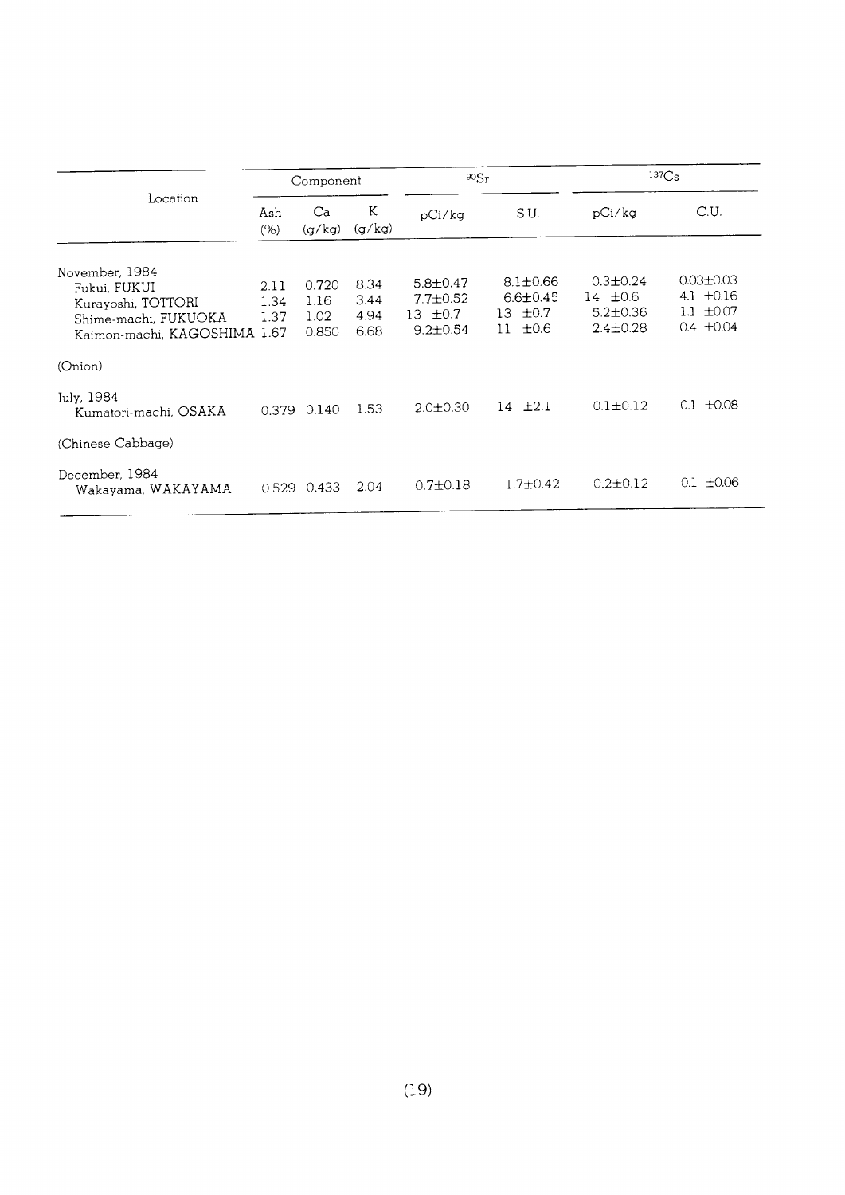| Location | Component | | | $^{90}Sr$ | | $^{137}Cs$ | |
|---|---|---|---|---|---|---|---|
| | Ash (%) | Ca (g/kg) | K (g/kg) | pCi/kg | S.U. | pCi/kg | C.U. |
| November, 1984 | | | | | | | |
| Fukui, FUKUI | 2.11 | 0.720 | 8.34 | 5.8±0.47 | 8.1±0.66 | 0.3±0.24 | 0.03±0.03 |
| Kurayoshi, TOTTORI | 1.34 | 1.16 | 3.44 | 7.7±0.52 | 6.6±0.45 | 14 ±0.6 | 4.1 ±0.16 |
| Shime-machi, FUKUOKA | 1.37 | 1.02 | 4.94 | 13 ±0.7 | 13 ±0.7 | 5.2±0.36 | 1.1 ±0.07 |
| Kaimon-machi, KAGOSHIMA | 1.67 | 0.850 | 6.68 | 9.2±0.54 | 11 ±0.6 | 2.4±0.28 | 0.4 ±0.04 |
| (Onion) | | | | | | | |
| July, 1984 | | | | | | | |
| Kumatori-machi, OSAKA | 0.379 | 0.140 | 1.53 | 2.0±0.30 | 14 ±2.1 | 0.1±0.12 | 0.1 ±0.08 |
| (Chinese Cabbage) | | | | | | | |
| December, 1984 | | | | | | | |
| Wakayama, WAKAYAMA | 0.529 | 0.433 | 2.04 | 0.7±0.18 | 1.7±0.42 | 0.2±0.12 | 0.1 ±0.06 |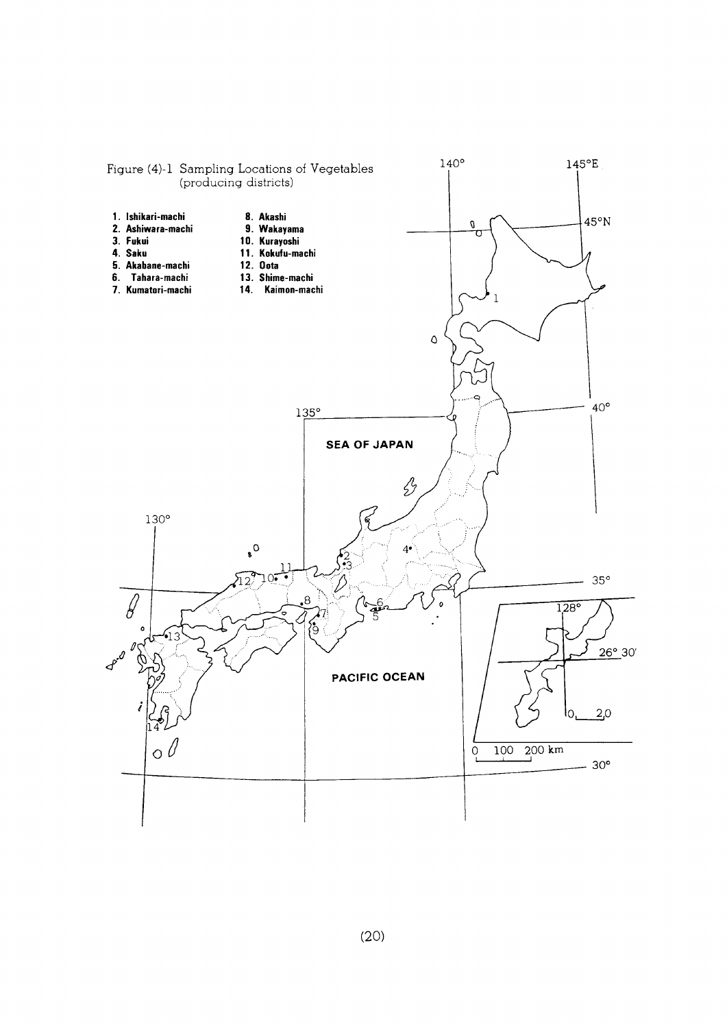Figure (4)-1 Sampling Locations of Vegetables (producing districts)

1. Ishikari-machi
2. Ashiwara-machi
3. Fukui
4. Saku
5. Akabane-machi
6. Tahara-machi
7. Kumatori-machi
8. Akashi
9. Wakayama
10. Kurayoshi
11. Kokufu-machi
12. Oota
13. Shime-machi
14. Kaimon-machi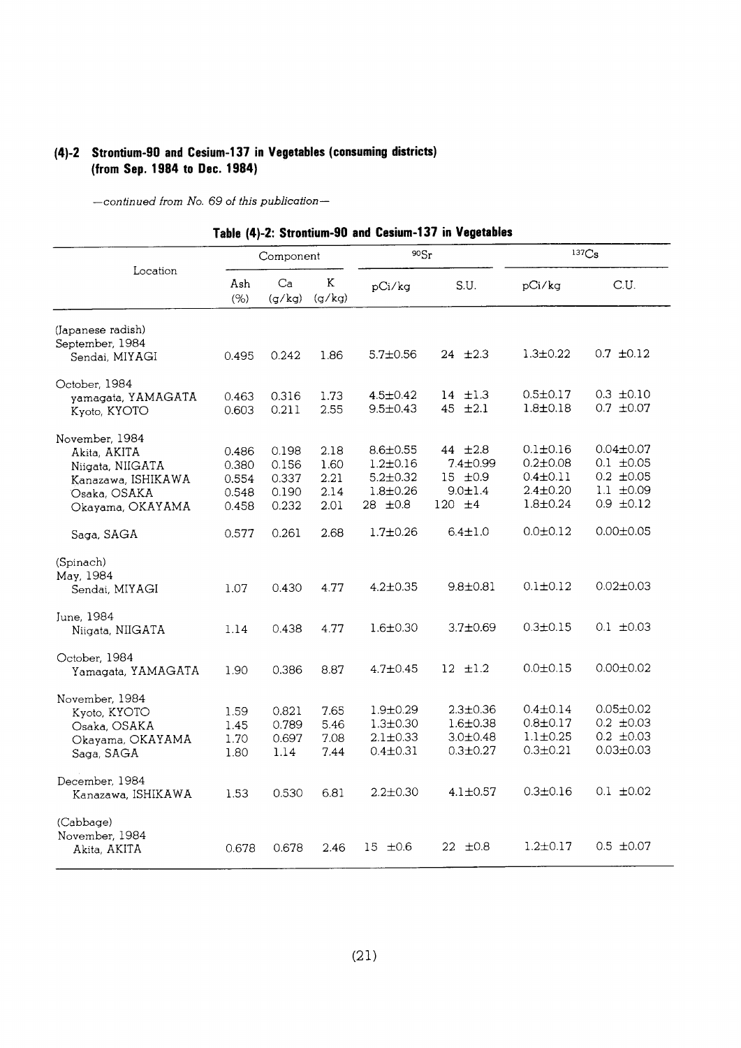## (4)-2 Strontium-90 and Cesium-137 in Vegetables (consuming districts) (from Sep. 1984 to Dec. 1984)

*—continued from No. 69 of this publication—*

### Table (4)-2: Strontium-90 and Cesium-137 in Vegetables

| Location | Component | | | $^{90}Sr$ | | $^{137}Cs$ | |
|---|---|---|---|---|---|---|---|
| | Ash (%) | Ca (g/kg) | K (g/kg) | pCi/kg | S.U. | pCi/kg | C.U. |
| (Japanese radish) | | | | | | | |
| September, 1984 | | | | | | | |
| Sendai, MIYAGI | 0.495 | 0.242 | 1.86 | 5.7±0.56 | 24 ±2.3 | 1.3±0.22 | 0.7 ±0.12 |
| October, 1984 | | | | | | | |
| yamagata, YAMAGATA | 0.463 | 0.316 | 1.73 | 4.5±0.42 | 14 ±1.3 | 0.5±0.17 | 0.3 ±0.10 |
| Kyoto, KYOTO | 0.603 | 0.211 | 2.55 | 9.5±0.43 | 45 ±2.1 | 1.8±0.18 | 0.7 ±0.07 |
| November, 1984 | | | | | | | |
| Akita, AKITA | 0.486 | 0.198 | 2.18 | 8.6±0.55 | 44 ±2.8 | 0.1±0.16 | 0.04±0.07 |
| Niigata, NIIGATA | 0.380 | 0.156 | 1.60 | 1.2±0.16 | 7.4±0.99 | 0.2±0.08 | 0.1 ±0.05 |
| Kanazawa, ISHIKAWA | 0.554 | 0.337 | 2.21 | 5.2±0.32 | 15 ±0.9 | 0.4±0.11 | 0.2 ±0.05 |
| Osaka, OSAKA | 0.548 | 0.190 | 2.14 | 1.8±0.26 | 9.0±1.4 | 2.4±0.20 | 1.1 ±0.09 |
| Okayama, OKAYAMA | 0.458 | 0.232 | 2.01 | 28 ±0.8 | 120 ±4 | 1.8±0.24 | 0.9 ±0.12 |
| Saga, SAGA | 0.577 | 0.261 | 2.68 | 1.7±0.26 | 6.4±1.0 | 0.0±0.12 | 0.00±0.05 |
| (Spinach) | | | | | | | |
| May, 1984 | | | | | | | |
| Sendai, MIYAGI | 1.07 | 0.430 | 4.77 | 4.2±0.35 | 9.8±0.81 | 0.1±0.12 | 0.02±0.03 |
| June, 1984 | | | | | | | |
| Niigata, NIIGATA | 1.14 | 0.438 | 4.77 | 1.6±0.30 | 3.7±0.69 | 0.3±0.15 | 0.1 ±0.03 |
| October, 1984 | | | | | | | |
| Yamagata, YAMAGATA | 1.90 | 0.386 | 8.87 | 4.7±0.45 | 12 ±1.2 | 0.0±0.15 | 0.00±0.02 |
| November, 1984 | | | | | | | |
| Kyoto, KYOTO | 1.59 | 0.821 | 7.65 | 1.9±0.29 | 2.3±0.36 | 0.4±0.14 | 0.05±0.02 |
| Osaka, OSAKA | 1.45 | 0.789 | 5.46 | 1.3±0.30 | 1.6±0.38 | 0.8±0.17 | 0.2 ±0.03 |
| Okayama, OKAYAMA | 1.70 | 0.697 | 7.08 | 2.1±0.33 | 3.0±0.48 | 1.1±0.25 | 0.2 ±0.03 |
| Saga, SAGA | 1.80 | 1.14 | 7.44 | 0.4±0.31 | 0.3±0.27 | 0.3±0.21 | 0.03±0.03 |
| December, 1984 | | | | | | | |
| Kanazawa, ISHIKAWA | 1.53 | 0.530 | 6.81 | 2.2±0.30 | 4.1±0.57 | 0.3±0.16 | 0.1 ±0.02 |
| (Cabbage) | | | | | | | |
| November, 1984 | | | | | | | |
| Akita, AKITA | 0.678 | 0.678 | 2.46 | 15 ±0.6 | 22 ±0.8 | 1.2±0.17 | 0.5 ±0.07 |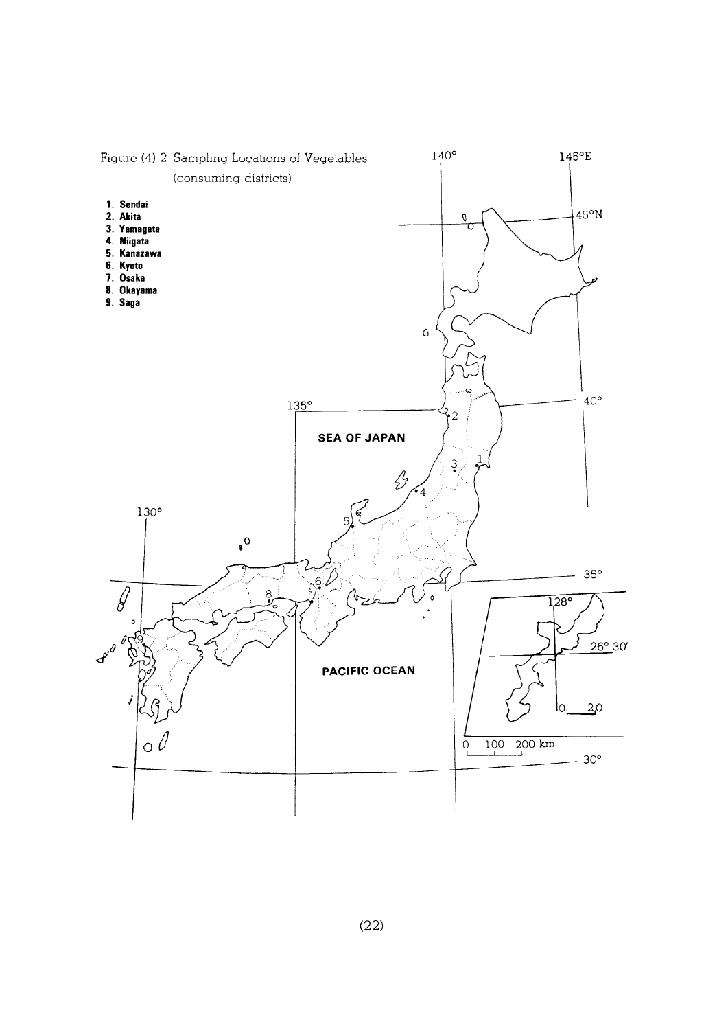Figure (4)-2 Sampling Locations of Vegetables
(consuming districts)

1. **Sendai**
2. **Akita**
3. **Yamagata**
4. **Niigata**
5. **Kanazawa**
6. **Kyoto**
7. **Osaka**
8. **Okayama**
9. **Saga**

140°
145°E
45°N
40°
135°
**SEA OF JAPAN**
130°
35°
128°
26° 30'
**PACIFIC OCEAN**
0 20
0 100 200 km
30°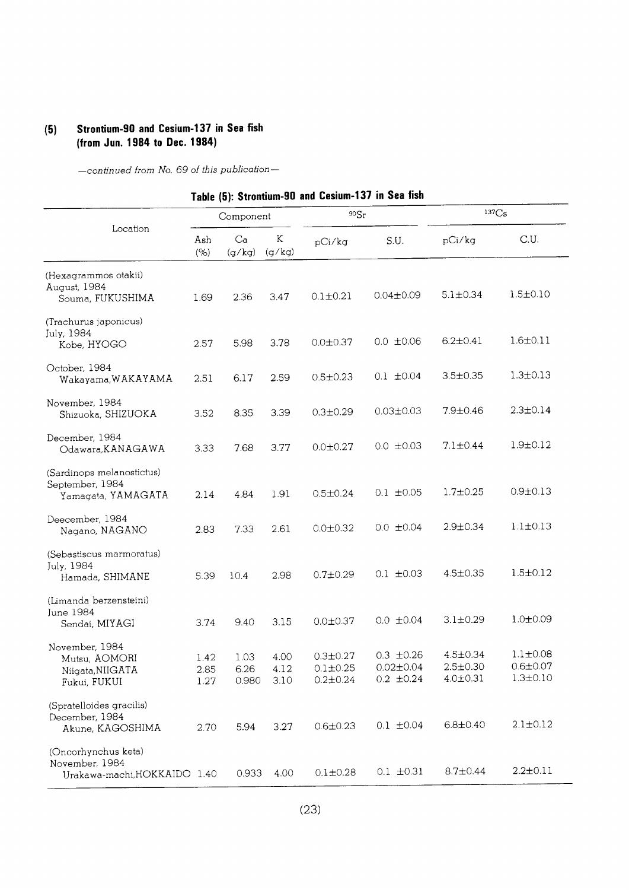### (5) Strontium-90 and Cesium-137 in Sea fish (from Jun. 1984 to Dec. 1984)

*—continued from No. 69 of this publication—*

**Table (5): Strontium-90 and Cesium-137 in Sea fish**

| Location | Component | | | $^{90}Sr$ | | $^{137}Cs$ | |
|---|---|---|---|---|---|---|---|
| | Ash (%) | Ca (g/kg) | K (g/kg) | pCi/kg | S.U. | pCi/kg | C.U. |
| (Hexagrammos otakii) August, 1984 Souma, FUKUSHIMA | 1.69 | 2.36 | 3.47 | 0.1±0.21 | 0.04±0.09 | 5.1±0.34 | 1.5±0.10 |
| (Trachurus japonicus) July, 1984 Kobe, HYOGO | 2.57 | 5.98 | 3.78 | 0.0±0.37 | 0.0 ±0.06 | 6.2±0.41 | 1.6±0.11 |
| October, 1984 Wakayama, WAKAYAMA | 2.51 | 6.17 | 2.59 | 0.5±0.23 | 0.1 ±0.04 | 3.5±0.35 | 1.3±0.13 |
| November, 1984 Shizuoka, SHIZUOKA | 3.52 | 8.35 | 3.39 | 0.3±0.29 | 0.03±0.03 | 7.9±0.46 | 2.3±0.14 |
| December, 1984 Odawara, KANAGAWA | 3.33 | 7.68 | 3.77 | 0.0±0.27 | 0.0 ±0.03 | 7.1±0.44 | 1.9±0.12 |
| (Sardinops melanostictus) September, 1984 Yamagata, YAMAGATA | 2.14 | 4.84 | 1.91 | 0.5±0.24 | 0.1 ±0.05 | 1.7±0.25 | 0.9±0.13 |
| Deecember, 1984 Nagano, NAGANO | 2.83 | 7.33 | 2.61 | 0.0±0.32 | 0.0 ±0.04 | 2.9±0.34 | 1.1±0.13 |
| (Sebastiscus marmoratus) July, 1984 Hamada, SHIMANE | 5.39 | 10.4 | 2.98 | 0.7±0.29 | 0.1 ±0.03 | 4.5±0.35 | 1.5±0.12 |
| (Limanda berzensteini) June 1984 Sendai, MIYAGI | 3.74 | 9.40 | 3.15 | 0.0±0.37 | 0.0 ±0.04 | 3.1±0.29 | 1.0±0.09 |
| November, 1984 Mutsu, AOMORI | 1.42 | 1.03 | 4.00 | 0.3±0.27 | 0.3 ±0.26 | 4.5±0.34 | 1.1±0.08 |
| Niigata, NIIGATA | 2.85 | 6.26 | 4.12 | 0.1±0.25 | 0.02±0.04 | 2.5±0.30 | 0.6±0.07 |
| Fukui, FUKUI | 1.27 | 0.980 | 3.10 | 0.2±0.24 | 0.2 ±0.24 | 4.0±0.31 | 1.3±0.10 |
| (Spratelloides gracilis) December, 1984 Akune, KAGOSHIMA | 2.70 | 5.94 | 3.27 | 0.6±0.23 | 0.1 ±0.04 | 6.8±0.40 | 2.1±0.12 |
| (Oncorhynchus keta) November, 1984 Urakawa-machi, HOKKAIDO | 1.40 | 0.933 | 4.00 | 0.1±0.28 | 0.1 ±0.31 | 8.7±0.44 | 2.2±0.11 |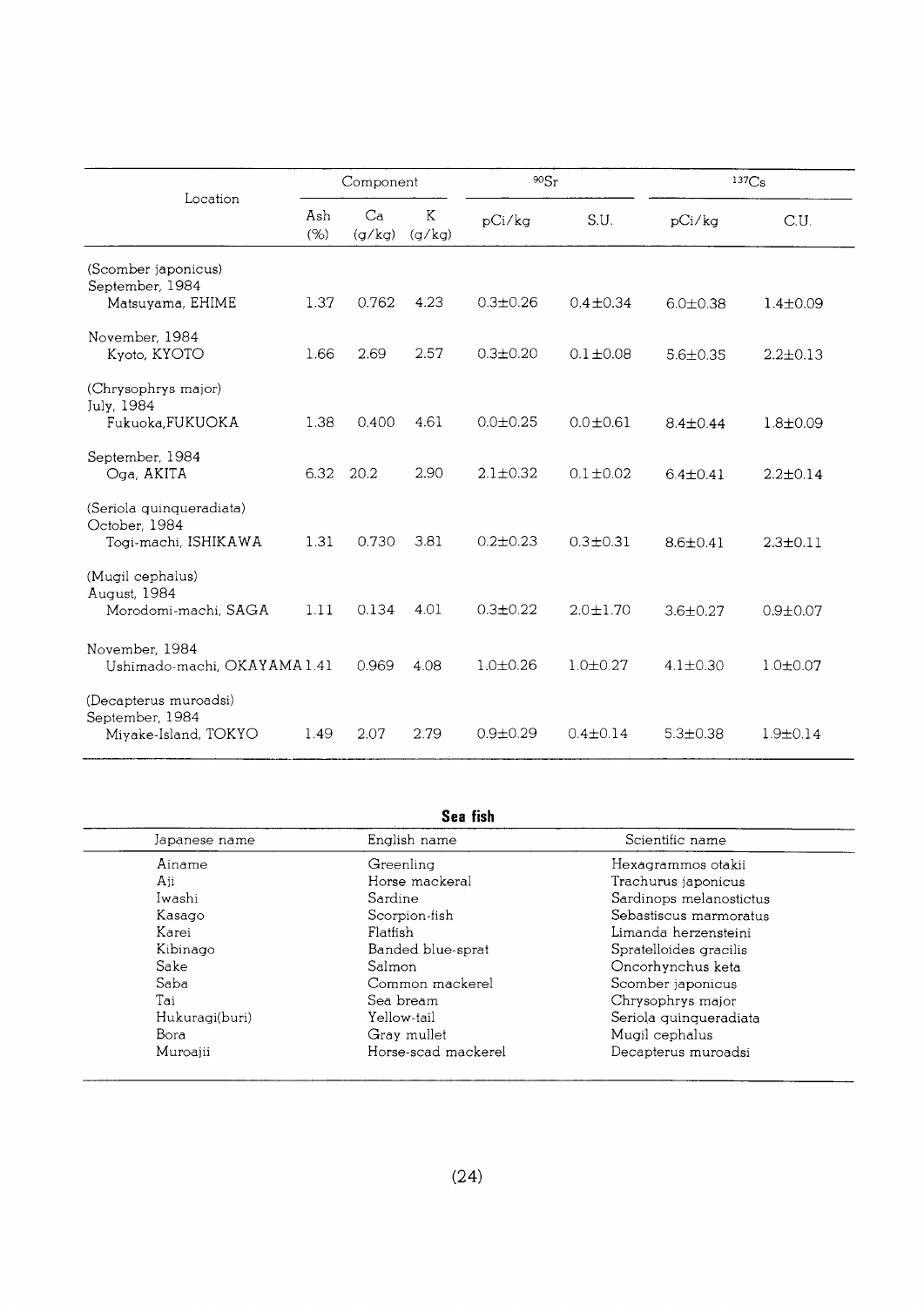| Location | Component | | | $^{90}Sr$ | | $^{137}Cs$ | |
|---|---|---|---|---|---|---|---|
| | Ash (%) | Ca (g/kg) | K (g/kg) | pCi/kg | S.U. | pCi/kg | C.U. |
| (Scomber japonicus) | | | | | | | |
| September, 1984 | | | | | | | |
| Matsuyama, EHIME | 1.37 | 0.762 | 4.23 | 0.3±0.26 | 0.4±0.34 | 6.0±0.38 | 1.4±0.09 |
| November, 1984 | | | | | | | |
| Kyoto, KYOTO | 1.66 | 2.69 | 2.57 | 0.3±0.20 | 0.1±0.08 | 5.6±0.35 | 2.2±0.13 |
| (Chrysophrys major) | | | | | | | |
| July, 1984 | | | | | | | |
| Fukuoka, FUKUOKA | 1.38 | 0.400 | 4.61 | 0.0±0.25 | 0.0±0.61 | 8.4±0.44 | 1.8±0.09 |
| September, 1984 | | | | | | | |
| Oga, AKITA | 6.32 | 20.2 | 2.90 | 2.1±0.32 | 0.1±0.02 | 6.4±0.41 | 2.2±0.14 |
| (Seriola quinqueradiata) | | | | | | | |
| October, 1984 | | | | | | | |
| Togi-machi, ISHIKAWA | 1.31 | 0.730 | 3.81 | 0.2±0.23 | 0.3±0.31 | 8.6±0.41 | 2.3±0.11 |
| (Mugil cephalus) | | | | | | | |
| August, 1984 | | | | | | | |
| Morodomi-machi, SAGA | 1.11 | 0.134 | 4.01 | 0.3±0.22 | 2.0±1.70 | 3.6±0.27 | 0.9±0.07 |
| November, 1984 | | | | | | | |
| Ushimado-machi, OKAYAMA | 1.41 | 0.969 | 4.08 | 1.0±0.26 | 1.0±0.27 | 4.1±0.30 | 1.0±0.07 |
| (Decapterus muroadsi) | | | | | | | |
| September, 1984 | | | | | | | |
| Miyake-Island, TOKYO | 1.49 | 2.07 | 2.79 | 0.9±0.29 | 0.4±0.14 | 5.3±0.38 | 1.9±0.14 |

**Sea fish**

| Japanese name | English name | Scientific name |
|---|---|---|
| Ainame | Greenling | Hexagrammos otakii |
| Aji | Horse mackeral | Trachurus japonicus |
| Iwashi | Sardine | Sardinops melanostictus |
| Kasago | Scorpion-fish | Sebastiscus marmoratus |
| Karei | Flatfish | Limanda herzensteini |
| Kibinago | Banded blue-sprat | Spratelloides gracilis |
| Sake | Salmon | Oncorhynchus keta |
| Saba | Common mackerel | Scomber japonicus |
| Tai | Sea bream | Chrysophrys major |
| Hukuragi(buri) | Yellow-tail | Seriola quinqueradiata |
| Bora | Gray mullet | Mugil cephalus |
| Muroajii | Horse-scad mackerel | Decapterus muroadsi |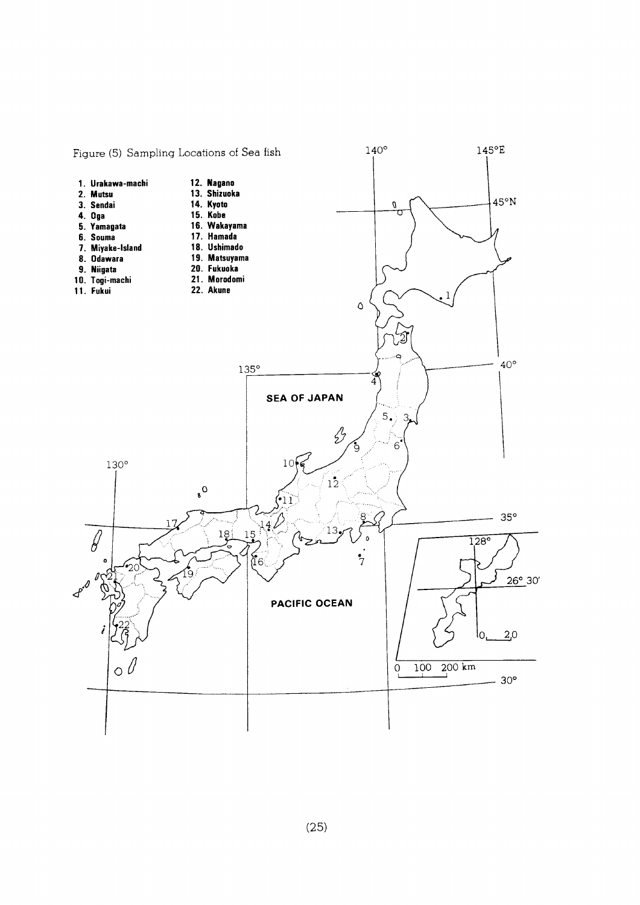Figure (5) Sampling Locations of Sea fish

1. Urakawa-machi
2. Mutsu
3. Sendai
4. Oga
5. Yamagata
6. Souma
7. Miyake-Island
8. Odawara
9. Niigata
10. Togi-machi
11. Fukui
12. Nagano
13. Shizuoka
14. Kyoto
15. Kobe
16. Wakayama
17. Hamada
18. Ushimado
19. Matsuyama
20. Fukuoka
21. Morodomi
22. Akune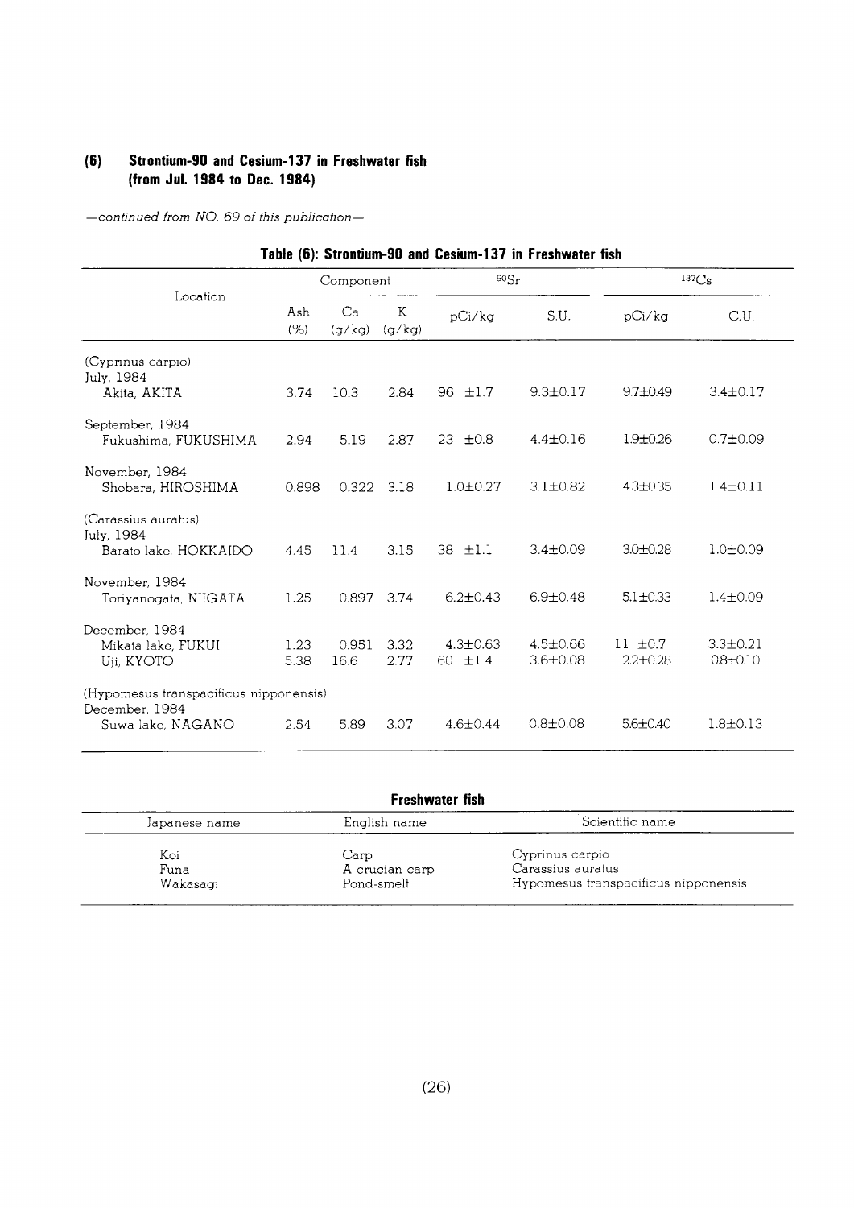### (6) Strontium-90 and Cesium-137 in Freshwater fish (from Jul. 1984 to Dec. 1984)

*—continued from NO. 69 of this publication—*

**Table (6): Strontium-90 and Cesium-137 in Freshwater fish**

| Location | Component | | | $^{90}Sr$ | | $^{137}Cs$ | |
|---|---|---|---|---|---|---|---|
| | Ash (%) | Ca (g/kg) | K (g/kg) | pCi/kg | S.U. | pCi/kg | C.U. |
| (Cyprinus carpio) | | | | | | | |
| July, 1984 | | | | | | | |
| Akita, AKITA | 3.74 | 10.3 | 2.84 | 96 ±1.7 | 9.3±0.17 | 9.7±0.49 | 3.4±0.17 |
| September, 1984 | | | | | | | |
| Fukushima, FUKUSHIMA | 2.94 | 5.19 | 2.87 | 23 ±0.8 | 4.4±0.16 | 1.9±0.26 | 0.7±0.09 |
| November, 1984 | | | | | | | |
| Shobara, HIROSHIMA | 0.898 | 0.322 | 3.18 | 1.0±0.27 | 3.1±0.82 | 4.3±0.35 | 1.4±0.11 |
| (Carassius auratus) | | | | | | | |
| July, 1984 | | | | | | | |
| Barato-lake, HOKKAIDO | 4.45 | 11.4 | 3.15 | 38 ±1.1 | 3.4±0.09 | 3.0±0.28 | 1.0±0.09 |
| November, 1984 | | | | | | | |
| Toriyanogata, NIIGATA | 1.25 | 0.897 | 3.74 | 6.2±0.43 | 6.9±0.48 | 5.1±0.33 | 1.4±0.09 |
| December, 1984 | | | | | | | |
| Mikata-lake, FUKUI | 1.23 | 0.951 | 3.32 | 4.3±0.63 | 4.5±0.66 | 11 ±0.7 | 3.3±0.21 |
| Uji, KYOTO | 5.38 | 16.6 | 2.77 | 60 ±1.4 | 3.6±0.08 | 2.2±0.28 | 0.8±0.10 |
| (Hypomesus transpacificus nipponensis) | | | | | | | |
| December, 1984 | | | | | | | |
| Suwa-lake, NAGANO | 2.54 | 5.89 | 3.07 | 4.6±0.44 | 0.8±0.08 | 5.6±0.40 | 1.8±0.13 |

**Freshwater fish**

| Japanese name | English name | Scientific name |
|---|---|---|
| Koi | Carp | Cyprinus carpio |
| Funa | A crucian carp | Carassius auratus |
| Wakasagi | Pond-smelt | Hypomesus transpacificus nipponensis |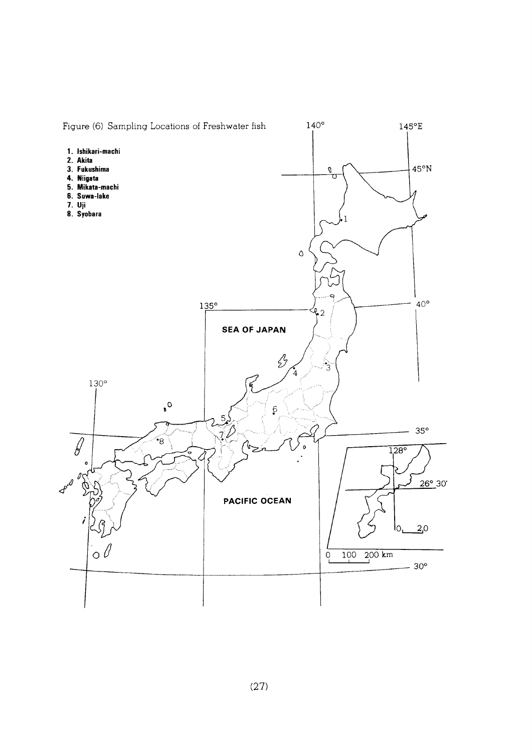Figure (6) Sampling Locations of Freshwater fish

1. Ishikari-machi
2. Akita
3. Fukushima
4. Niigata
5. Mikata-machi
6. Suwa-lake
7. Uji
8. Syobara

140°

145°E

45°N

135°

40°

SEA OF JAPAN

130°

35°

128°

26° 30'

PACIFIC OCEAN

0 20

0 100 200 km

30°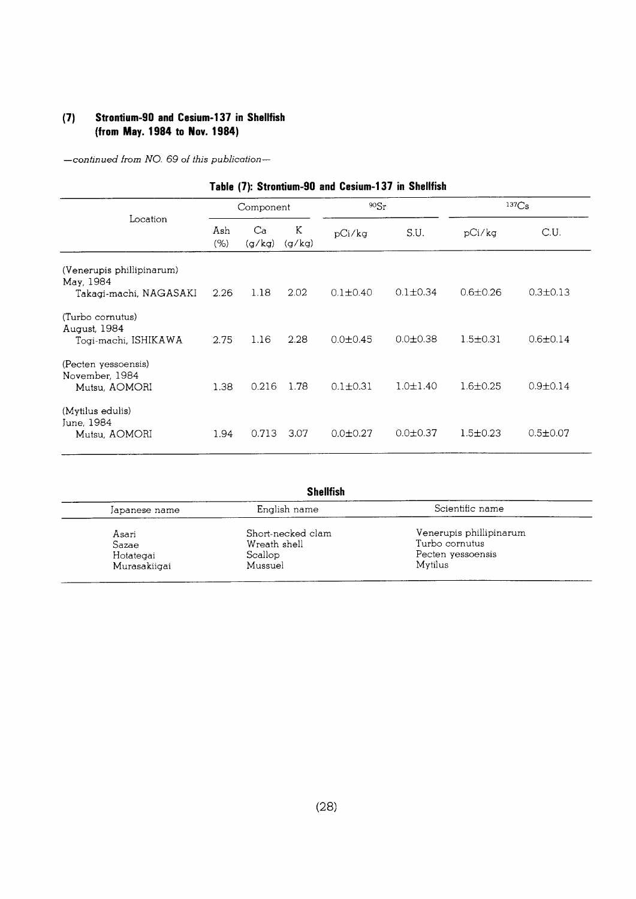## (7) Strontium-90 and Cesium-137 in Shellfish (from May. 1984 to Nov. 1984)

*—continued from NO. 69 of this publication—*

**Table (7): Strontium-90 and Cesium-137 in Shellfish**

| Location | Component | | | $^{90}Sr$ | | $^{137}Cs$ | |
|---|---|---|---|---|---|---|---|
| | Ash (%) | Ca (g/kg) | K (g/kg) | pCi/kg | S.U. | pCi/kg | C.U. |
| (Venerupis phillipinarum) May, 1984 Takagi-machi, NAGASAKI | 2.26 | 1.18 | 2.02 | 0.1±0.40 | 0.1±0.34 | 0.6±0.26 | 0.3±0.13 |
| (Turbo cornutus) August, 1984 Togi-machi, ISHIKAWA | 2.75 | 1.16 | 2.28 | 0.0±0.45 | 0.0±0.38 | 1.5±0.31 | 0.6±0.14 |
| (Pecten yessoensis) November, 1984 Mutsu, AOMORI | 1.38 | 0.216 | 1.78 | 0.1±0.31 | 1.0±1.40 | 1.6±0.25 | 0.9±0.14 |
| (Mytilus edulis) June, 1984 Mutsu, AOMORI | 1.94 | 0.713 | 3.07 | 0.0±0.27 | 0.0±0.37 | 1.5±0.23 | 0.5±0.07 |

**Shellfish**

| Japanese name | English name | Scientific name |
|---|---|---|
| Asari | Short-necked clam | Venerupis phillipinarum |
| Sazae | Wreath shell | Turbo cornutus |
| Hotategai | Scallop | Pecten yessoensis |
| Murasakiigai | Mussuel | Mytilus |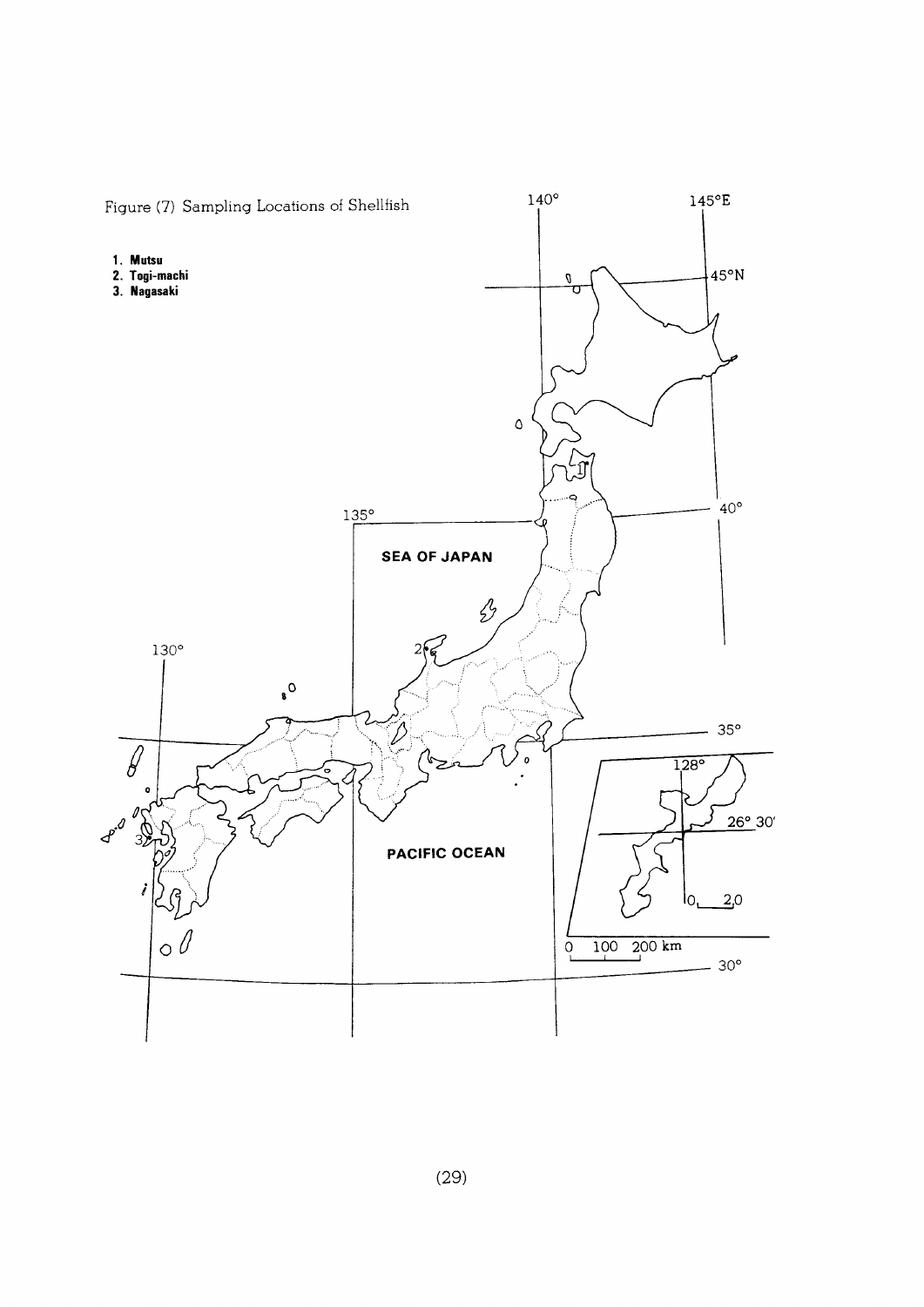Figure (7) Sampling Locations of Shellfish

1. **Mutsu**
2. **Togi-machi**
3. **Nagasaki**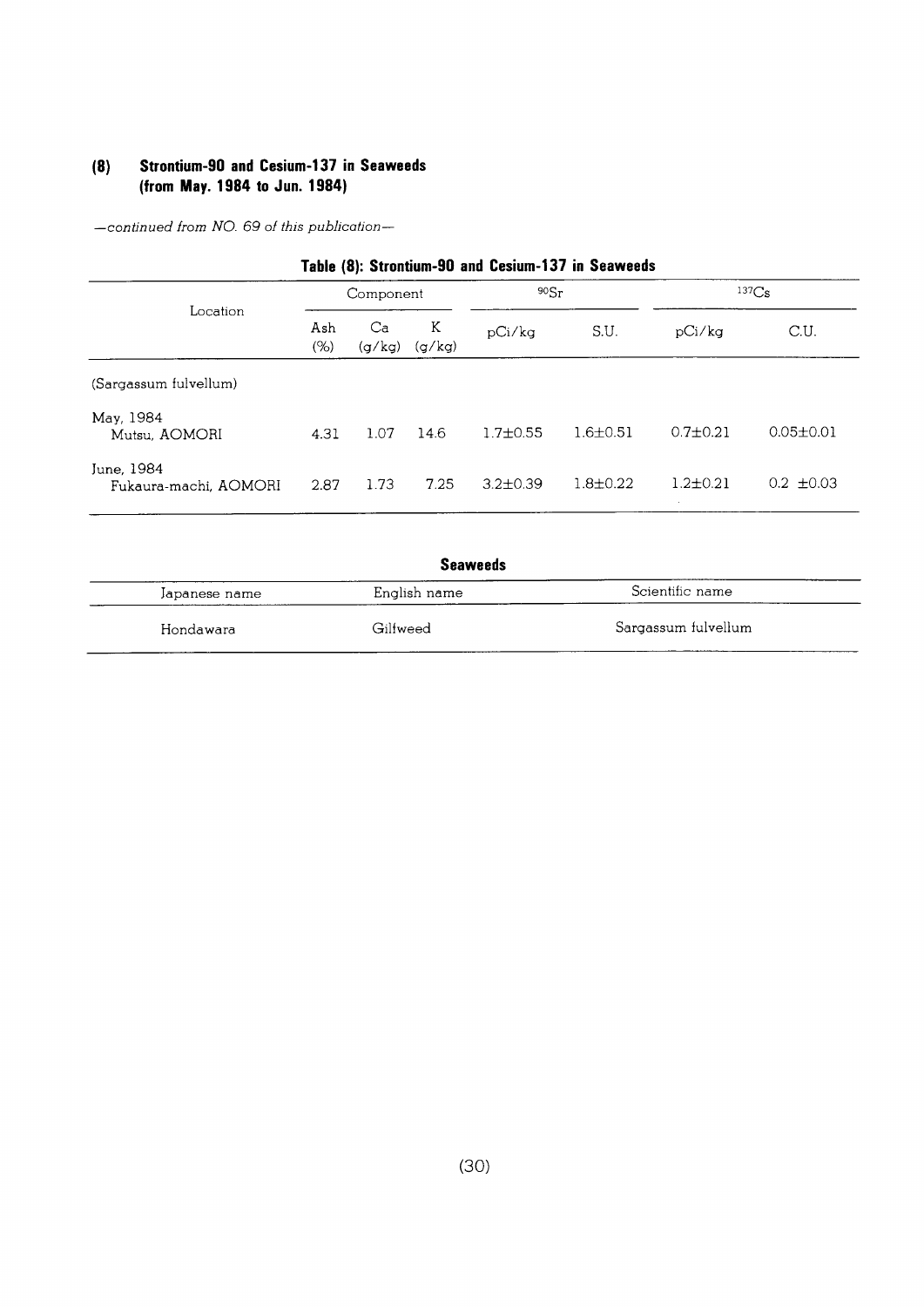## (8) Strontium-90 and Cesium-137 in Seaweeds (from May. 1984 to Jun. 1984)

*—continued from NO. 69 of this publication—*

**Table (8): Strontium-90 and Cesium-137 in Seaweeds**

| Location | Component | | | $^{90}Sr$ | | $^{137}Cs$ | |
|---|---|---|---|---|---|---|---|
| | Ash (%) | Ca (g/kg) | K (g/kg) | pCi/kg | S.U. | pCi/kg | C.U. |
| (Sargassum fulvellum) | | | | | | | |
| May, 1984 Mutsu, AOMORI | 4.31 | 1.07 | 14.6 | 1.7±0.55 | 1.6±0.51 | 0.7±0.21 | 0.05±0.01 |
| June, 1984 Fukaura-machi, AOMORI | 2.87 | 1.73 | 7.25 | 3.2±0.39 | 1.8±0.22 | 1.2±0.21 | 0.2 ±0.03 |

**Seaweeds**

| Japanese name | English name | Scientific name |
|---|---|---|
| Hondawara | Gilfweed | Sargassum fulvellum |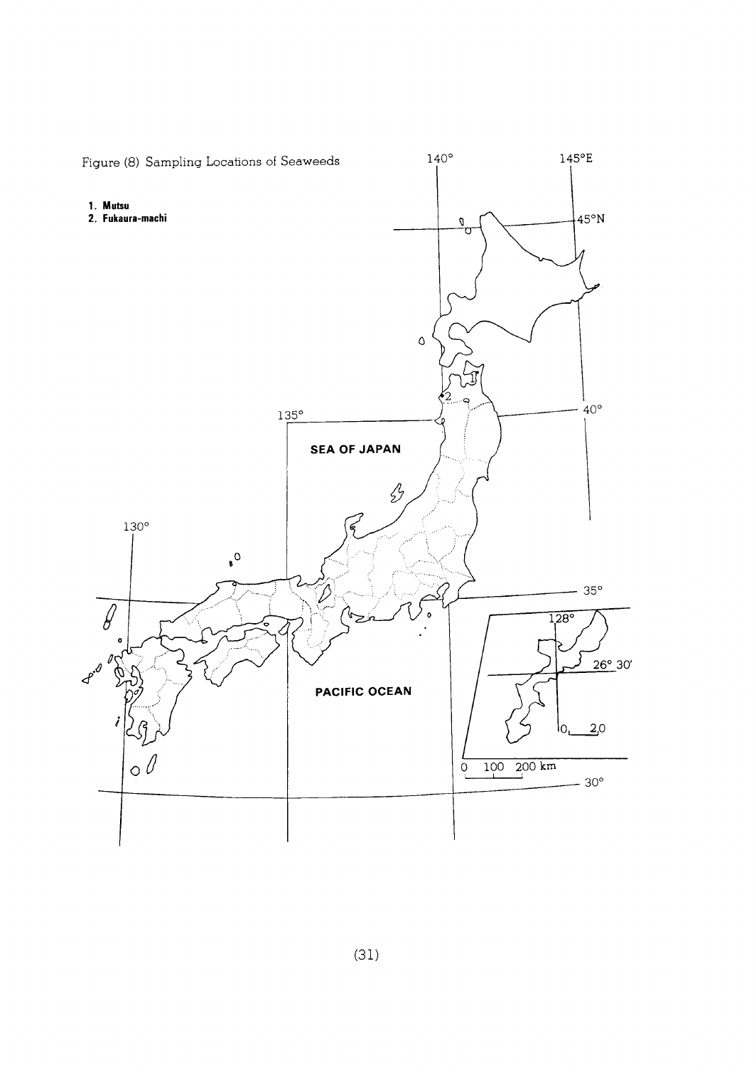Figure (8) Sampling Locations of Seaweeds

1. **Mutsu**
2. **Fukaura-machi**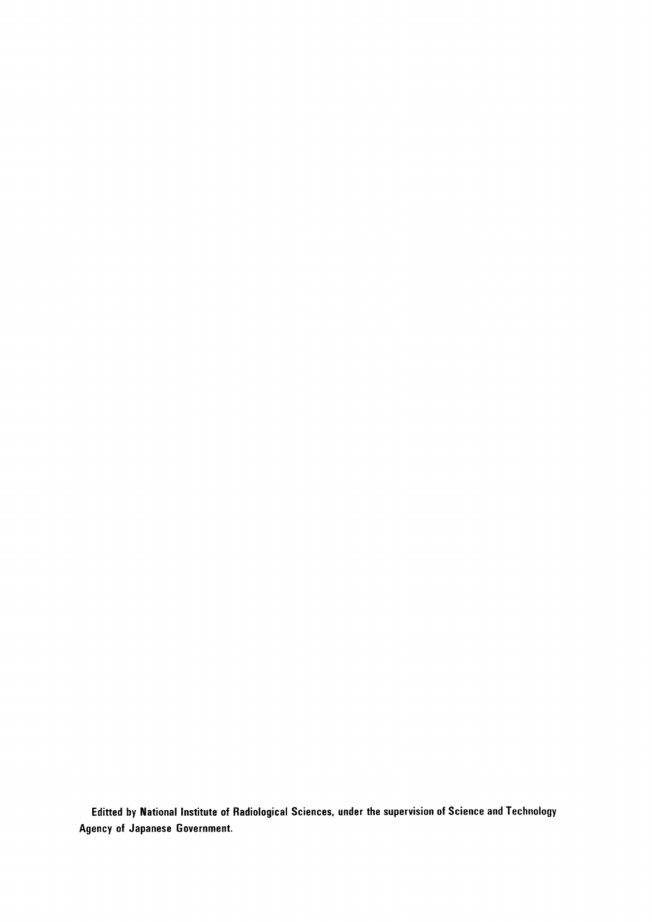**Editted by National Institute of Radiological Sciences, under the supervision of Science and Technology Agency of Japanese Government.**